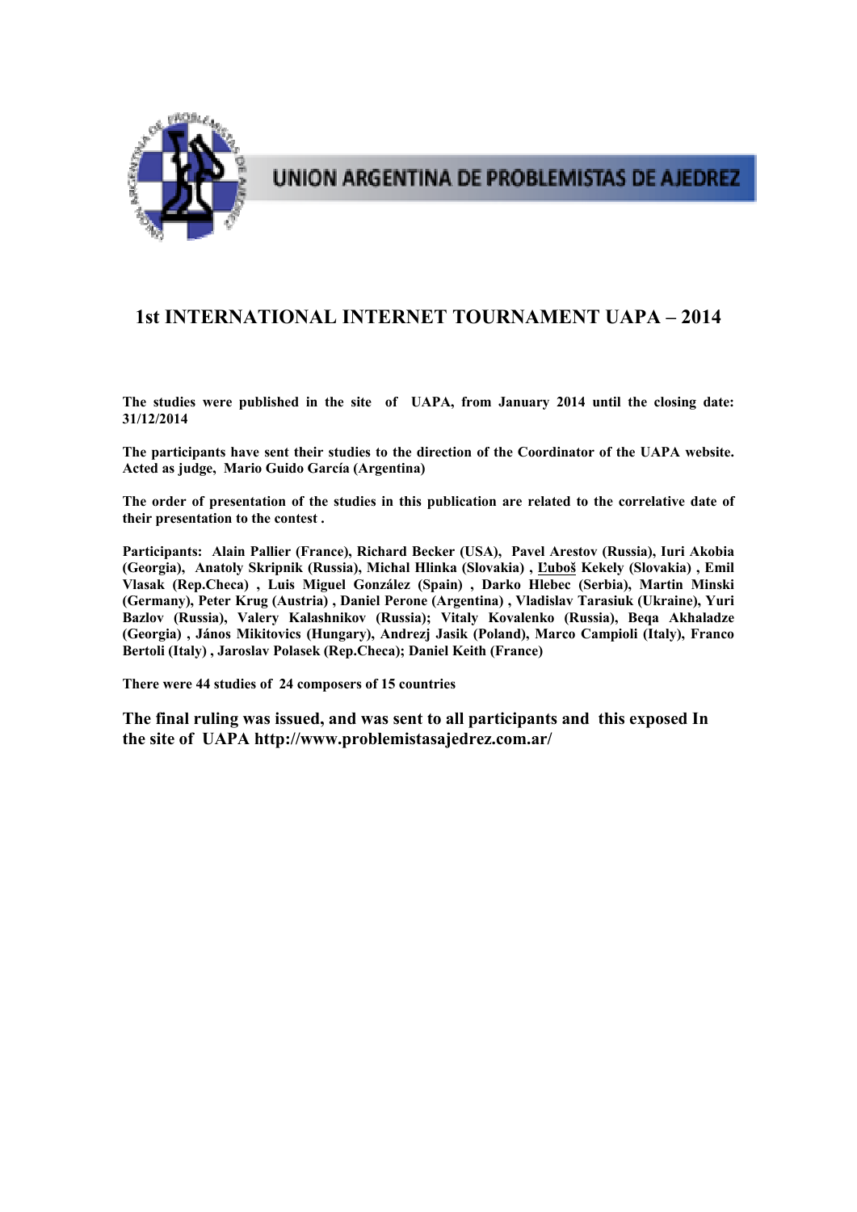UNION ARGENTINA DE PROBLEMISTAS DE AJEDREZ

# 1st INTERNATIONAL INTERNET TOURNAMENT UAPA – 2014

**The studies were published in the site of UAPA, from January 2014 until the closing date: 31/12/2014**

**The participants have sent their studies to the direction of the Coordinator of the UAPA website. Acted as judge, Mario Guido García (Argentina)**

**The order of presentation of the studies in this publication are related to the correlative date of their presentation to the contest .**

**Participants: Alain Pallier (France), Richard Becker (USA), Pavel Arestov (Russia), Iuri Akobia (Georgia), Anatoly Skripnik (Russia), Michal Hlinka (Slovakia) , Ľuboš Kekely (Slovakia) , Emil Vlasak (Rep.Checa) , Luis Miguel González (Spain) , Darko Hlebec (Serbia), Martin Minski (Germany), Peter Krug (Austria) , Daniel Perone (Argentina) , Vladislav Tarasiuk (Ukraine), Yuri Bazlov (Russia), Valery Kalashnikov (Russia); Vitaly Kovalenko (Russia), Beqa Akhaladze (Georgia) , János Mikitovics (Hungary), Andrezj Jasik (Poland), Marco Campioli (Italy), Franco Bertoli (Italy) , Jaroslav Polasek (Rep.Checa); Daniel Keith (France)**

**There were 44 studies of 24 composers of 15 countries**

**The final ruling was issued, and was sent to all participants and this exposed In the site of UAPA http://www.problemistasajedrez.com.ar/**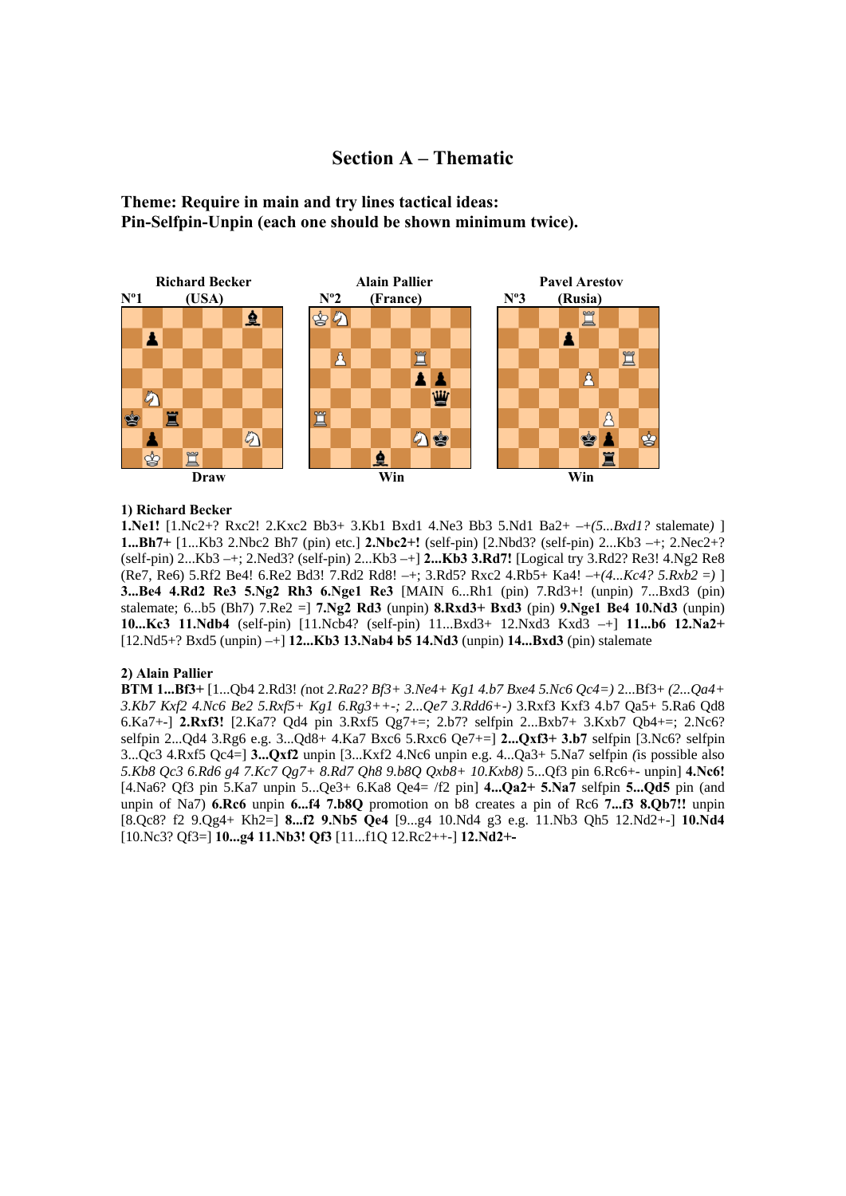# Section A – Thematic

**Theme: Require in main and try lines tactical ideas:**
**Pin-Selfpin-Unpin (each one should be shown minimum twice).**

| Richard Becker | Alain Pallier | Pavel Arestov |
|---|---|---|
| Nº1 (USA) | Nº2 (France) | Nº3 (Rusia) |
| Draw | Win | Win |

**1) Richard Becker**

**1.Ne1!** [1.Nc2+? Rxc2! 2.Kxc2 Bb3+ 3.Kb1 Bxd1 4.Ne3 Bb3 5.Nd1 Ba2+ –+*(5...Bxd1?* stalemate*)* ] **1...Bh7+** [1...Kb3 2.Nbc2 Bh7 (pin) etc.] **2.Nbc2+!** (self-pin) [2.Nbd3? (self-pin) 2...Kb3 –+; 2.Nec2+? (self-pin) 2...Kb3 –+; 2.Ned3? (self-pin) 2...Kb3 –+] **2...Kb3 3.Rd7!** [Logical try 3.Rd2? Re3! 4.Ng2 Re8 (Re7, Re6) 5.Rf2 Be4! 6.Re2 Bd3! 7.Rd2 Rd8! –+; 3.Rd5? Rxc2 4.Rb5+ Ka4! –+*(4...Kc4? 5.Rxb2 =)* ] **3...Be4 4.Rd2 Re3 5.Ng2 Rh3 6.Nge1 Re3** [MAIN 6...Rh1 (pin) 7.Rd3+! (unpin) 7...Bxd3 (pin) stalemate; 6...b5 (Bh7) 7.Re2 =] **7.Ng2 Rd3** (unpin) **8.Rxd3+ Bxd3** (pin) **9.Nge1 Be4 10.Nd3** (unpin) **10...Kc3 11.Ndb4** (self-pin) [11.Ncb4? (self-pin) 11...Bxd3+ 12.Nxd3 Kxd3 –+] **11...b6 12.Na2+** [12.Nd5+? Bxd5 (unpin) –+] **12...Kb3 13.Nab4 b5 14.Nd3** (unpin) **14...Bxd3** (pin) stalemate

**2) Alain Pallier**

**BTM 1...Bf3+** [1...Qb4 2.Rd3! *(not 2.Ra2? Bf3+ 3.Ne4+ Kg1 4.b7 Bxe4 5.Nc6 Qc4=)* 2...Bf3+ *(2...Qa4+ 3.Kb7 Kxf2 4.Nc6 Be2 5.Rxf5+ Kg1 6.Rg3++-; 2...Qe7 3.Rdd6+-)* 3.Rxf3 Kxf3 4.b7 Qa5+ 5.Ra6 Qd8 6.Ka7+-] **2.Rxf3!** [2.Ka7? Qd4 pin 3.Rxf5 Qg7+=; 2.b7? selfpin 2...Bxb7+ 3.Kxb7 Qb4+=; 2.Nc6? selfpin 2...Qd4 3.Rg6 e.g. 3...Qd8+ 4.Ka7 Bxc6 5.Rxc6 Qe7+=] **2...Qxf3+ 3.b7** selfpin [3.Nc6? selfpin 3...Qc3 4.Rxf5 Qc4=] **3...Qxf2** unpin [3...Kxf2 4.Nc6 unpin e.g. 4...Qa3+ 5.Na7 selfpin *(*is possible also *5.Kb8 Qc3 6.Rd6 g4 7.Kc7 Qg7+ 8.Rd7 Qh8 9.b8Q Qxb8+ 10.Kxb8)* 5...Qf3 pin 6.Rc6+- unpin] **4.Nc6!** [4.Na6? Qf3 pin 5.Ka7 unpin 5...Qe3+ 6.Ka8 Qe4= /f2 pin] **4...Qa2+ 5.Na7** selfpin **5...Qd5** pin (and unpin of Na7) **6.Rc6** unpin **6...f4 7.b8Q** promotion on b8 creates a pin of Rc6 **7...f3 8.Qb7!!** unpin [8.Qc8? f2 9.Qg4+ Kh2=] **8...f2 9.Nb5 Qe4** [9...g4 10.Nd4 g3 e.g. 11.Nb3 Qh5 12.Nd2+-] **10.Nd4** [10.Nc3? Qf3=] **10...g4 11.Nb3! Qf3** [11...f1Q 12.Rc2++-] **12.Nd2+-**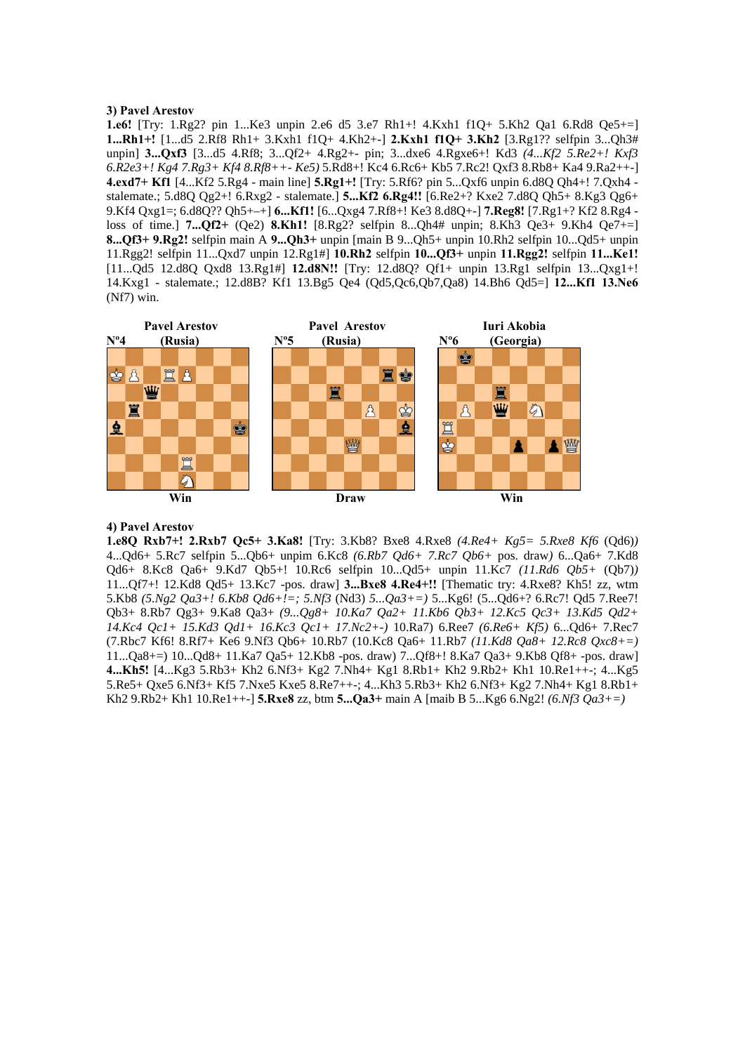**3) Pavel Arestov**

**1.e6!** [Try: 1.Rg2? pin 1...Ke3 unpin 2.e6 d5 3.e7 Rh1+! 4.Kxh1 f1Q+ 5.Kh2 Qa1 6.Rd8 Qe5+=] **1...Rh1+!** [1...d5 2.Rf8 Rh1+ 3.Kxh1 f1Q+ 4.Kh2+-] **2.Kxh1 f1Q+ 3.Kh2** [3.Rg1?? selfpin 3...Qh3# unpin] **3...Qxf3** [3...d5 4.Rf8; 3...Qf2+ 4.Rg2+- pin; 3...dxe6 4.Rgxe6+! Kd3 *(4...Kf2 5.Re2+! Kxf3 6.R2e3+! Kg4 7.Rg3+ Kf4 8.Rf8++- Ke5)* 5.Rd8+! Kc4 6.Rc6+ Kb5 7.Rc2! Qxf3 8.Rb8+ Ka4 9.Ra2++-] **4.exd7+ Kf1** [4...Kf2 5.Rg4 - main line] **5.Rg1+!** [Try: 5.Rf6? pin 5...Qxf6 unpin 6.d8Q Qh4+! 7.Qxh4 - stalemate.; 5.d8Q Qg2+! 6.Rxg2 - stalemate.] **5...Kf2 6.Rg4!!** [6.Re2+? Kxe2 7.d8Q Qh5+ 8.Kg3 Qg6+ 9.Kf4 Qxg1=; 6.d8Q?? Qh5+–+] **6...Kf1!** [6...Qxg4 7.Rf8+! Ke3 8.d8Q+-] **7.Reg8!** [7.Rg1+? Kf2 8.Rg4 - loss of time.] **7...Qf2+** (Qe2) **8.Kh1!** [8.Rg2? selfpin 8...Qh4# unpin; 8.Kh3 Qe3+ 9.Kh4 Qe7+=] **8...Qf3+ 9.Rg2!** selfpin main A **9...Qh3+** unpin [main B 9...Qh5+ unpin 10.Rh2 selfpin 10...Qd5+ unpin 11.Rgg2! selfpin 11...Qxd7 unpin 12.Rg1#] **10.Rh2** selfpin **10...Qf3+** unpin **11.Rgg2!** selfpin **11...Ke1!** [11...Qd5 12.d8Q Qxd8 13.Rg1#] **12.d8N!!** [Try: 12.d8Q? Qf1+ unpin 13.Rg1 selfpin 13...Qxg1+! 14.Kxg1 - stalemate.; 12.d8B? Kf1 13.Bg5 Qe4 (Qd5,Qc6,Qb7,Qa8) 14.Bh6 Qd5=] **12...Kf1 13.Ne6** (Nf7) win.

| Pavel Arestov | Pavel Arestov | Iuri Akobia |
|---|---|---|
| Nº4 (Rusia) | Nº5 (Rusia) | Nº6 (Georgia) |
| Win | Draw | Win |

**4) Pavel Arestov**

**1.e8Q Rxb7+! 2.Rxb7 Qc5+ 3.Ka8!** [Try: 3.Kb8? Bxe8 4.Rxe8 *(4.Re4+ Kg5= 5.Rxe8 Kf6* (Qd6)*)* 4...Qd6+ 5.Rc7 selfpin 5...Qb6+ unpim 6.Kc8 *(6.Rb7 Qd6+ 7.Rc7 Qb6+* pos. draw*)* 6...Qa6+ 7.Kd8 Qd6+ 8.Kc8 Qa6+ 9.Kd7 Qb5+! 10.Rc6 selfpin 10...Qd5+ unpin 11.Kc7 *(11.Rd6 Qb5+* (Qb7)*)* 11...Qf7+! 12.Kd8 Qd5+ 13.Kc7 -pos. draw] **3...Bxe8 4.Re4+!!** [Thematic try: 4.Rxe8? Kh5! zz, wtm 5.Kb8 *(5.Ng2 Qa3+! 6.Kb8 Qd6+!=; 5.Nf3* (Nd3) *5...Qa3+=)* 5...Kg6! (5...Qd6+? 6.Rc7! Qd5 7.Ree7! Qb3+ 8.Rb7 Qg3+ 9.Ka8 Qa3+ *(9...Qg8+ 10.Ka7 Qa2+ 11.Kb6 Qb3+ 12.Kc5 Qc3+ 13.Kd5 Qd2+ 14.Kc4 Qc1+ 15.Kd3 Qd1+ 16.Kc3 Qc1+ 17.Nc2+-)* 10.Ra7) 6.Ree7 *(6.Re6+ Kf5)* 6...Qd6+ 7.Rec7 (7.Rbc7 Kf6! 8.Rf7+ Ke6 9.Nf3 Qb6+ 10.Rb7 (10.Kc8 Qa6+ 11.Rb7 *(11.Kd8 Qa8+ 12.Rc8 Qxc8+=)* 11...Qa8+=) 10...Qd8+ 11.Ka7 Qa5+ 12.Kb8 -pos. draw) 7...Qf8+! 8.Ka7 Qa3+ 9.Kb8 Qf8+ -pos. draw] **4...Kh5!** [4...Kg3 5.Rb3+ Kh2 6.Nf3+ Kg2 7.Nh4+ Kg1 8.Rb1+ Kh2 9.Rb2+ Kh1 10.Re1++-; 4...Kg5 5.Re5+ Qxe5 6.Nf3+ Kf5 7.Nxe5 Kxe5 8.Re7++-; 4...Kh3 5.Rb3+ Kh2 6.Nf3+ Kg2 7.Nh4+ Kg1 8.Rb1+ Kh2 9.Rb2+ Kh1 10.Re1++-] **5.Rxe8** zz, btm **5...Qa3+** main A [maib B 5...Kg6 6.Ng2! *(6.Nf3 Qa3+=)*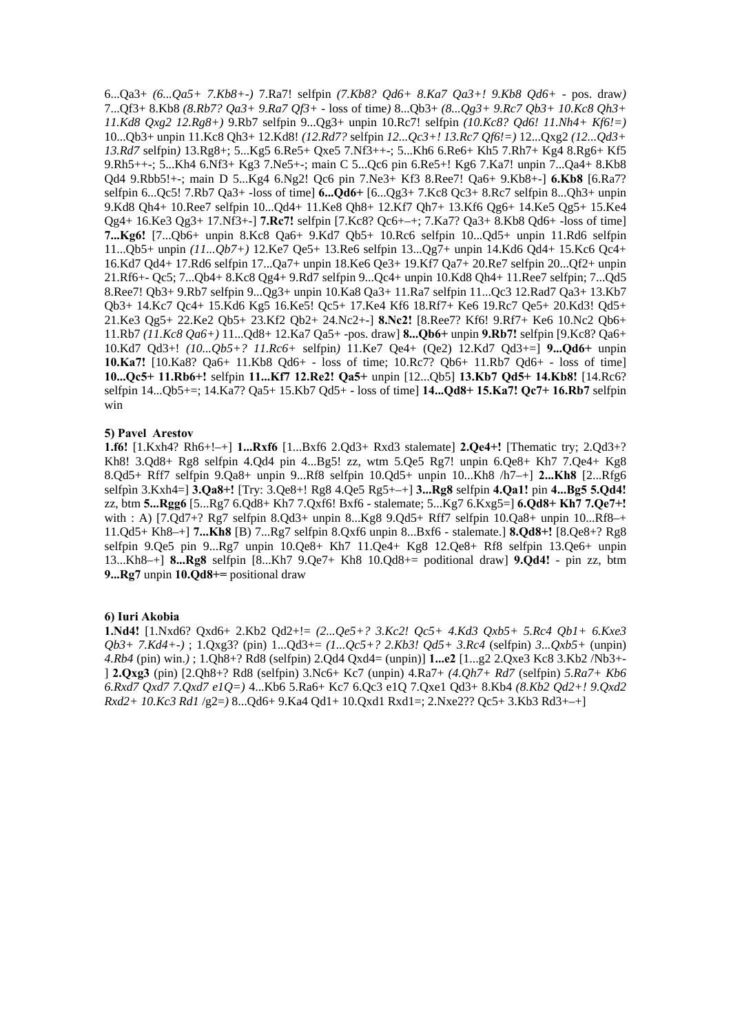6...Qa3+ *(6...Qa5+ 7.Kb8+-)* 7.Ra7! selfpin *(7.Kb8? Qd6+ 8.Ka7 Qa3+! 9.Kb8 Qd6+* - pos. draw*)* 7...Qf3+ 8.Kb8 *(8.Rb7? Qa3+ 9.Ra7 Qf3+* - loss of time*)* 8...Qb3+ *(8...Qg3+ 9.Rc7 Qb3+ 10.Kc8 Qh3+ 11.Kd8 Qxg2 12.Rg8+)* 9.Rb7 selfpin 9...Qg3+ unpin 10.Rc7! selfpin *(10.Kc8? Qd6! 11.Nh4+ Kf6!=)* 10...Qb3+ unpin 11.Kc8 Qh3+ 12.Kd8! *(12.Rd7?* selfpin *12...Qc3+! 13.Rc7 Qf6!=)* 12...Qxg2 *(12...Qd3+ 13.Rd7* selfpin*)* 13.Rg8+; 5...Kg5 6.Re5+ Qxe5 7.Nf3++-; 5...Kh6 6.Re6+ Kh5 7.Rh7+ Kg4 8.Rg6+ Kf5 9.Rh5++-; 5...Kh4 6.Nf3+ Kg3 7.Ne5+-; main C 5...Qc6 pin 6.Re5+! Kg6 7.Ka7! unpin 7...Qa4+ 8.Kb8 Qd4 9.Rbb5!+-; main D 5...Kg4 6.Ng2! Qc6 pin 7.Ne3+ Kf3 8.Ree7! Qa6+ 9.Kb8+-] **6.Kb8** [6.Ra7? selfpin 6...Qc5! 7.Rb7 Qa3+ -loss of time] **6...Qd6+** [6...Qg3+ 7.Kc8 Qc3+ 8.Rc7 selfpin 8...Qh3+ unpin 9.Kd8 Qh4+ 10.Ree7 selfpin 10...Qd4+ 11.Ke8 Qh8+ 12.Kf7 Qh7+ 13.Kf6 Qg6+ 14.Ke5 Qg5+ 15.Ke4 Qg4+ 16.Ke3 Qg3+ 17.Nf3+-] **7.Rc7!** selfpin [7.Kc8? Qc6+–+; 7.Ka7? Qa3+ 8.Kb8 Qd6+ -loss of time] **7...Kg6!** [7...Qb6+ unpin 8.Kc8 Qa6+ 9.Kd7 Qb5+ 10.Rc6 selfpin 10...Qd5+ unpin 11.Rd6 selfpin 11...Qb5+ unpin *(11...Qb7+)* 12.Ke7 Qe5+ 13.Re6 selfpin 13...Qg7+ unpin 14.Kd6 Qd4+ 15.Kc6 Qc4+ 16.Kd7 Qd4+ 17.Rd6 selfpin 17...Qa7+ unpin 18.Ke6 Qe3+ 19.Kf7 Qa7+ 20.Re7 selfpin 20...Qf2+ unpin 21.Rf6+- Qc5; 7...Qb4+ 8.Kc8 Qg4+ 9.Rd7 selfpin 9...Qc4+ unpin 10.Kd8 Qh4+ 11.Ree7 selfpin; 7...Qd5 8.Ree7! Qb3+ 9.Rb7 selfpin 9...Qg3+ unpin 10.Ka8 Qa3+ 11.Ra7 selfpin 11...Qc3 12.Rad7 Qa3+ 13.Kb7 Qb3+ 14.Kc7 Qc4+ 15.Kd6 Kg5 16.Ke5! Qc5+ 17.Ke4 Kf6 18.Rf7+ Ke6 19.Rc7 Qe5+ 20.Kd3! Qd5+ 21.Ke3 Qg5+ 22.Ke2 Qb5+ 23.Kf2 Qb2+ 24.Nc2+-] **8.Nc2!** [8.Ree7? Kf6! 9.Rf7+ Ke6 10.Nc2 Qb6+ 11.Rb7 *(11.Kc8 Qa6+)* 11...Qd8+ 12.Ka7 Qa5+ -pos. draw] **8...Qb6+** unpin **9.Rb7!** selfpin [9.Kc8? Qa6+ 10.Kd7 Qd3+! *(10...Qb5+? 11.Rc6+* selfpin*)* 11.Ke7 Qe4+ (Qe2) 12.Kd7 Qd3+=] **9...Qd6+** unpin **10.Ka7!** [10.Ka8? Qa6+ 11.Kb8 Qd6+ - loss of time; 10.Rc7? Qb6+ 11.Rb7 Qd6+ - loss of time] **10...Qc5+ 11.Rb6+!** selfpin **11...Kf7 12.Re2! Qa5+** unpin [12...Qb5] **13.Kb7 Qd5+ 14.Kb8!** [14.Rc6? selfpin 14...Qb5+=; 14.Ka7? Qa5+ 15.Kb7 Qd5+ - loss of time] **14...Qd8+ 15.Ka7! Qc7+ 16.Rb7** selfpin win

#### 5) Pavel Arestov

**1.f6!** [1.Kxh4? Rh6+!–+] **1...Rxf6** [1...Bxf6 2.Qd3+ Rxd3 stalemate] **2.Qe4+!** [Thematic try; 2.Qd3+? Kh8! 3.Qd8+ Rg8 selfpin 4.Qd4 pin 4...Bg5! zz, wtm 5.Qe5 Rg7! unpin 6.Qe8+ Kh7 7.Qe4+ Kg8 8.Qd5+ Rff7 selfpin 9.Qa8+ unpin 9...Rf8 selfpin 10.Qd5+ unpin 10...Kh8 /h7–+] **2...Kh8** [2...Rfg6 selfpìn 3.Kxh4=] **3.Qa8+!** [Try: 3.Qe8+! Rg8 4.Qe5 Rg5+–+] **3...Rg8** selfpin **4.Qa1!** pin **4...Bg5 5.Qd4!** zz, btm **5...Rgg6** [5...Rg7 6.Qd8+ Kh7 7.Qxf6! Bxf6 - stalemate; 5...Kg7 6.Kxg5=] **6.Qd8+ Kh7 7.Qe7+!** with : A) [7.Qd7+? Rg7 selfpin 8.Qd3+ unpin 8...Kg8 9.Qd5+ Rff7 selfpin 10.Qa8+ unpin 10...Rf8–+ 11.Qd5+ Kh8–+] **7...Kh8** [B) 7...Rg7 selfpin 8.Qxf6 unpin 8...Bxf6 - stalemate.] **8.Qd8+!** [8.Qe8+? Rg8 selfpin 9.Qe5 pin 9...Rg7 unpin 10.Qe8+ Kh7 11.Qe4+ Kg8 12.Qe8+ Rf8 selfpin 13.Qe6+ unpin 13...Kh8–+] **8...Rg8** selfpin [8...Kh7 9.Qe7+ Kh8 10.Qd8+= poditional draw] **9.Qd4!** - pin zz, btm **9...Rg7** unpin **10.Qd8+=** positional draw

#### 6) Iuri Akobia

**1.Nd4!** [1.Nxd6? Qxd6+ 2.Kb2 Qd2+!= *(2...Qe5+? 3.Kc2! Qc5+ 4.Kd3 Qxb5+ 5.Rc4 Qb1+ 6.Kxe3 Qb3+ 7.Kd4+-)* ; 1.Qxg3? (pin) 1...Qd3+= *(1...Qc5+? 2.Kb3! Qd5+ 3.Rc4* (selfpin) *3...Qxb5+* (unpin) *4.Rb4* (pin) win.*)* ; 1.Qh8+? Rd8 (selfpin) 2.Qd4 Qxd4= (unpin)] **1...e2** [1...g2 2.Qxe3 Kc8 3.Kb2 /Nb3+-] **2.Qxg3** (pin) [2.Qh8+? Rd8 (selfpin) 3.Nc6+ Kc7 (unpin) 4.Ra7+ *(4.Qh7+ Rd7* (selfpin) *5.Ra7+ Kb6 6.Rxd7 Qxd7 7.Qxd7 e1Q=)* 4...Kb6 5.Ra6+ Kc7 6.Qc3 e1Q 7.Qxe1 Qd3+ 8.Kb4 *(8.Kb2 Qd2+! 9.Qxd2 Rxd2+ 10.Kc3 Rd1* /g2=*)* 8...Qd6+ 9.Ka4 Qd1+ 10.Qxd1 Rxd1=; 2.Nxe2?? Qc5+ 3.Kb3 Rd3+–+]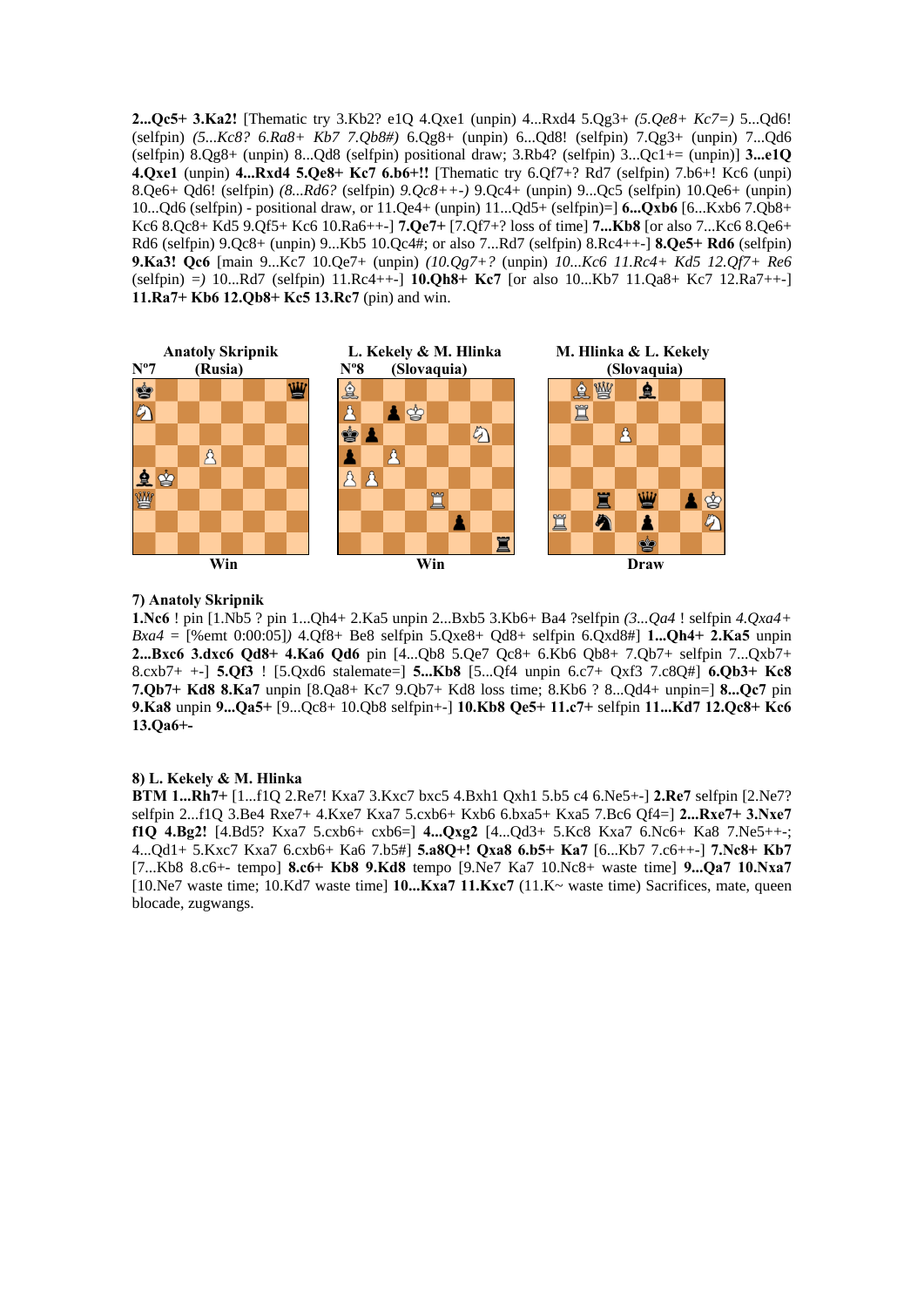**2...Qc5+ 3.Ka2!** [Thematic try 3.Kb2? e1Q 4.Qxe1 (unpin) 4...Rxd4 5.Qg3+ *(5.Qe8+ Kc7=)* 5...Qd6! (selfpin) *(5...Kc8? 6.Ra8+ Kb7 7.Qb8#)* 6.Qg8+ (unpin) 6...Qd8! (selfpin) 7.Qg3+ (unpin) 7...Qd6 (selfpin) 8.Qg8+ (unpin) 8...Qd8 (selfpin) positional draw; 3.Rb4? (selfpin) 3...Qc1+= (unpin)] **3...e1Q 4.Qxe1** (unpin) **4...Rxd4 5.Qe8+ Kc7 6.b6+!!** [Thematic try 6.Qf7+? Rd7 (selfpin) 7.b6+! Kc6 (unpi) 8.Qe6+ Qd6! (selfpin) *(8...Rd6?* (selfpin) *9.Qc8++-)* 9.Qc4+ (unpin) 9...Qc5 (selfpin) 10.Qe6+ (unpin) 10...Qd6 (selfpin) - positional draw, or 11.Qe4+ (unpin) 11...Qd5+ (selfpin)=] **6...Qxb6** [6...Kxb6 7.Qb8+ Kc6 8.Qc8+ Kd5 9.Qf5+ Kc6 10.Ra6++-] **7.Qe7+** [7.Qf7+? loss of time] **7...Kb8** [or also 7...Kc6 8.Qe6+ Rd6 (selfpin) 9.Qc8+ (unpin) 9...Kb5 10.Qc4#; or also 7...Rd7 (selfpin) 8.Rc4++-] **8.Qe5+ Rd6** (selfpin) **9.Ka3! Qc6** [main 9...Kc7 10.Qe7+ (unpin) *(10.Qg7+?* (unpin) *10...Kc6 11.Rc4+ Kd5 12.Qf7+ Re6* (selfpin) *=)* 10...Rd7 (selfpin) 11.Rc4++-] **10.Qh8+ Kc7** [or also 10...Kb7 11.Qa8+ Kc7 12.Ra7++-] **11.Ra7+ Kb6 12.Qb8+ Kc5 13.Rc7** (pin) and win.

| Anatoly Skripnik | L. Kekely & M. Hlinka | M. Hlinka & L. Kekely |
|---|---|---|
| Nº7 (Rusia) | Nº8 (Slovaquia) | (Slovaquia) |
| Win | Win | Draw |

**7) Anatoly Skripnik**

**1.Nc6** ! pin [1.Nb5 ? pin 1...Qh4+ 2.Ka5 unpin 2...Bxb5 3.Kb6+ Ba4 ?selfpin *(3...Qa4* ! selfpin *4.Qxa4+ Bxa4* = [%emt 0:00:05]*)* 4.Qf8+ Be8 selfpin 5.Qxe8+ Qd8+ selfpin 6.Qxd8#] **1...Qh4+ 2.Ka5** unpin **2...Bxc6 3.dxc6 Qd8+ 4.Ka6 Qd6** pin [4...Qb8 5.Qe7 Qc8+ 6.Kb6 Qb8+ 7.Qb7+ selfpin 7...Qxb7+ 8.cxb7+ +-] **5.Qf3** ! [5.Qxd6 stalemate=] **5...Kb8** [5...Qf4 unpin 6.c7+ Qxf3 7.c8Q#] **6.Qb3+ Kc8 7.Qb7+ Kd8 8.Ka7** unpin [8.Qa8+ Kc7 9.Qb7+ Kd8 loss time; 8.Kb6 ? 8...Qd4+ unpin=] **8...Qc7** pin **9.Ka8** unpin **9...Qa5+** [9...Qc8+ 10.Qb8 selfpin+-] **10.Kb8 Qe5+ 11.c7+** selfpin **11...Kd7 12.Qc8+ Kc6 13.Qa6+-**

**8) L. Kekely & M. Hlinka**

**BTM 1...Rh7+** [1...f1Q 2.Re7! Kxa7 3.Kxc7 bxc5 4.Bxh1 Qxh1 5.b5 c4 6.Ne5+-] **2.Re7** selfpin [2.Ne7? selfpin 2...f1Q 3.Be4 Rxe7+ 4.Kxe7 Kxa7 5.cxb6+ Kxb6 6.bxa5+ Kxa5 7.Bc6 Qf4=] **2...Rxe7+ 3.Nxe7 f1Q 4.Bg2!** [4.Bd5? Kxa7 5.cxb6+ cxb6=] **4...Qxg2** [4...Qd3+ 5.Kc8 Kxa7 6.Nc6+ Ka8 7.Ne5++-; 4...Qd1+ 5.Kxc7 Kxa7 6.cxb6+ Ka6 7.b5#] **5.a8Q+! Qxa8 6.b5+ Ka7** [6...Kb7 7.c6++-] **7.Nc8+ Kb7** [7...Kb8 8.c6+- tempo] **8.c6+ Kb8 9.Kd8** tempo [9.Ne7 Ka7 10.Nc8+ waste time] **9...Qa7 10.Nxa7** [10.Ne7 waste time; 10.Kd7 waste time] **10...Kxa7 11.Kxc7** (11.K~ waste time) Sacrifices, mate, queen blocade, zugwangs.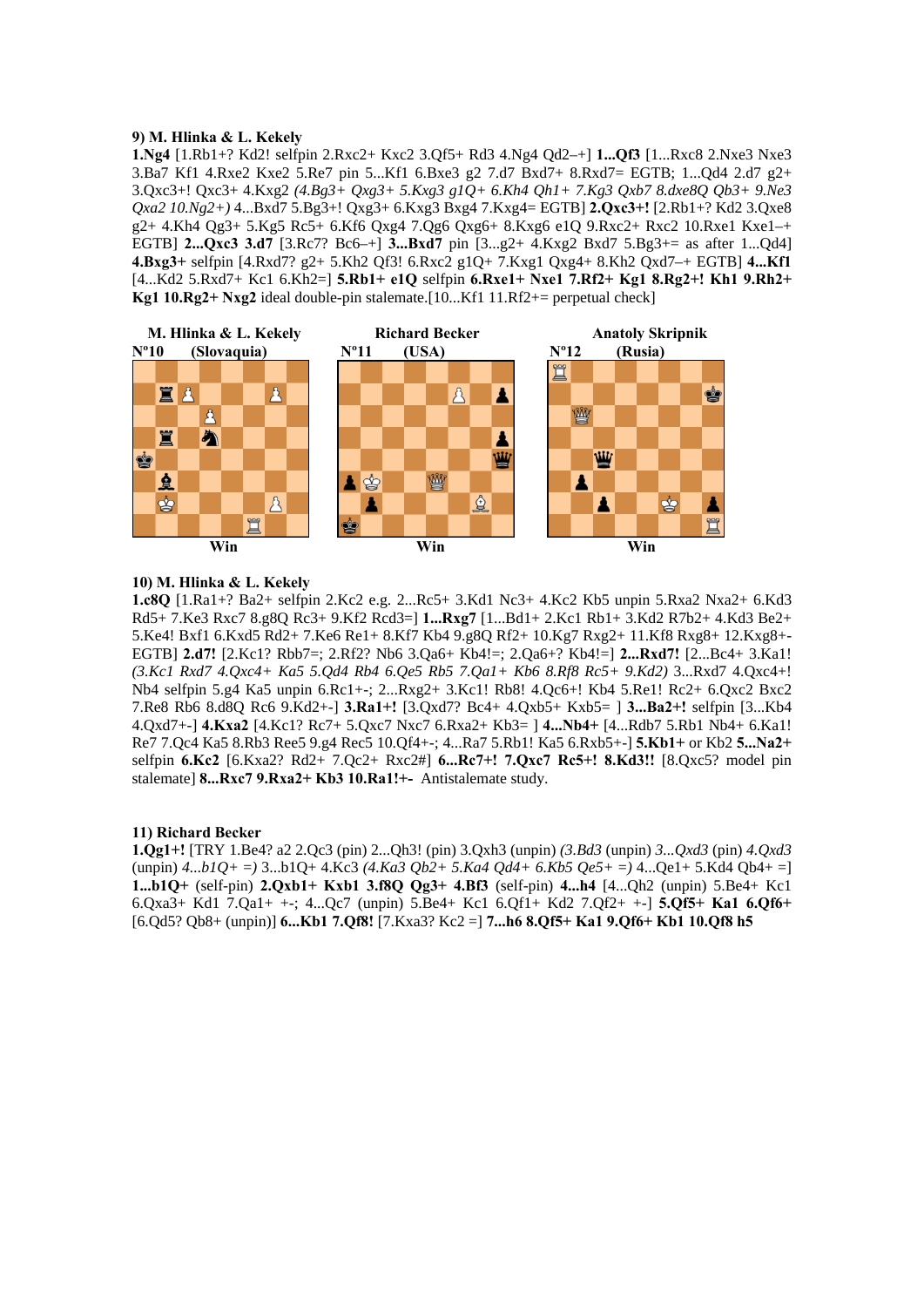**9) M. Hlinka & L. Kekely**

**1.Ng4** [1.Rb1+? Kd2! selfpin 2.Rxc2+ Kxc2 3.Qf5+ Rd3 4.Ng4 Qd2–+] **1...Qf3** [1...Rxc8 2.Nxe3 Nxe3 3.Ba7 Kf1 4.Rxe2 Kxe2 5.Re7 pin 5...Kf1 6.Bxe3 g2 7.d7 Bxd7+ 8.Rxd7= EGTB; 1...Qd4 2.d7 g2+ 3.Qxc3+! Qxc3+ 4.Kxg2 *(4.Bg3+ Qxg3+ 5.Kxg3 g1Q+ 6.Kh4 Qh1+ 7.Kg3 Qxb7 8.dxe8Q Qb3+ 9.Ne3 Qxa2 10.Ng2+)* 4...Bxd7 5.Bg3+! Qxg3+ 6.Kxg3 Bxg4 7.Kxg4= EGTB] **2.Qxc3+!** [2.Rb1+? Kd2 3.Qxe8 g2+ 4.Kh4 Qg3+ 5.Kg5 Rc5+ 6.Kf6 Qxg4 7.Qg6 Qxg6+ 8.Kxg6 e1Q 9.Rxc2+ Rxc2 10.Rxe1 Kxe1–+ EGTB] **2...Qxc3 3.d7** [3.Rc7? Bc6–+] **3...Bxd7** pin [3...g2+ 4.Kxg2 Bxd7 5.Bg3+= as after 1...Qd4] **4.Bxg3+** selfpin [4.Rxd7? g2+ 5.Kh2 Qf3! 6.Rxc2 g1Q+ 7.Kxg1 Qxg4+ 8.Kh2 Qxd7–+ EGTB] **4...Kf1** [4...Kd2 5.Rxd7+ Kc1 6.Kh2=] **5.Rb1+ e1Q** selfpin **6.Rxe1+ Nxe1 7.Rf2+ Kg1 8.Rg2+! Kh1 9.Rh2+ Kg1 10.Rg2+ Nxg2** ideal double-pin stalemate.[10...Kf1 11.Rf2+= perpetual check]

**M. Hlinka & L. Kekely**
**Nº10 (Slovaquia)**
Win

**Richard Becker**
**Nº11 (USA)**
Win

**Anatoly Skripnik**
**Nº12 (Rusia)**
Win

**10) M. Hlinka & L. Kekely**

**1.c8Q** [1.Ra1+? Ba2+ selfpin 2.Kc2 e.g. 2...Rc5+ 3.Kd1 Nc3+ 4.Kc2 Kb5 unpin 5.Rxa2 Nxa2+ 6.Kd3 Rd5+ 7.Ke3 Rxc7 8.g8Q Rc3+ 9.Kf2 Rcd3=] **1...Rxg7** [1...Bd1+ 2.Kc1 Rb1+ 3.Kd2 R7b2+ 4.Kd3 Be2+ 5.Ke4! Bxf1 6.Kxd5 Rd2+ 7.Ke6 Re1+ 8.Kf7 Kb4 9.g8Q Rf2+ 10.Kg7 Rxg2+ 11.Kf8 Rxg8+ 12.Kxg8+- EGTB] **2.d7!** [2.Kc1? Rbb7=; 2.Rf2? Nb6 3.Qa6+ Kb4!=; 2.Qa6+? Kb4!=] **2...Rxd7!** [2...Bc4+ 3.Ka1! *(3.Kc1 Rxd7 4.Qxc4+ Ka5 5.Qd4 Rb4 6.Qe5 Rb5 7.Qa1+ Kb6 8.Rf8 Rc5+ 9.Kd2)* 3...Rxd7 4.Qxc4+! Nb4 selfpin 5.g4 Ka5 unpin 6.Rc1+-; 2...Rxg2+ 3.Kc1! Rb8! 4.Qc6+! Kb4 5.Re1! Rc2+ 6.Qxc2 Bxc2 7.Re8 Rb6 8.d8Q Rc6 9.Kd2+-] **3.Ra1+!** [3.Qxd7? Bc4+ 4.Qxb5+ Kxb5= ] **3...Ba2+!** selfpin [3...Kb4 4.Qxd7+-] **4.Kxa2** [4.Kc1? Rc7+ 5.Qxc7 Nxc7 6.Rxa2+ Kb3= ] **4...Nb4+** [4...Rdb7 5.Rb1 Nb4+ 6.Ka1! Re7 7.Qc4 Ka5 8.Rb3 Ree5 9.g4 Rec5 10.Qf4+-; 4...Ra7 5.Rb1! Ka5 6.Rxb5+-] **5.Kb1+** or Kb2 **5...Na2+** selfpin **6.Kc2** [6.Kxa2? Rd2+ 7.Qc2+ Rxc2#] **6...Rc7+! 7.Qxc7 Rc5+! 8.Kd3!!** [8.Qxc5? model pin stalemate] **8...Rxc7 9.Rxa2+ Kb3 10.Ra1!+-** Antistalemate study.

**11) Richard Becker**

**1.Qg1+!** [TRY 1.Be4? a2 2.Qc3 (pin) 2...Qh3! (pin) 3.Qxh3 (unpin) *(3.Bd3* (unpin) *3...Qxd3* (pin) *4.Qxd3* (unpin) *4...b1Q+ =)* 3...b1Q+ 4.Kc3 *(4.Ka3 Qb2+ 5.Ka4 Qd4+ 6.Kb5 Qe5+ =)* 4...Qe1+ 5.Kd4 Qb4+ =] **1...b1Q+** (self-pin) **2.Qxb1+ Kxb1 3.f8Q Qg3+ 4.Bf3** (self-pin) **4...h4** [4...Qh2 (unpin) 5.Be4+ Kc1 6.Qxa3+ Kd1 7.Qa1+ +-; 4...Qc7 (unpin) 5.Be4+ Kc1 6.Qf1+ Kd2 7.Qf2+ +-] **5.Qf5+ Ka1 6.Qf6+** [6.Qd5? Qb8+ (unpin)] **6...Kb1 7.Qf8!** [7.Kxa3? Kc2 =] **7...h6 8.Qf5+ Ka1 9.Qf6+ Kb1 10.Qf8 h5**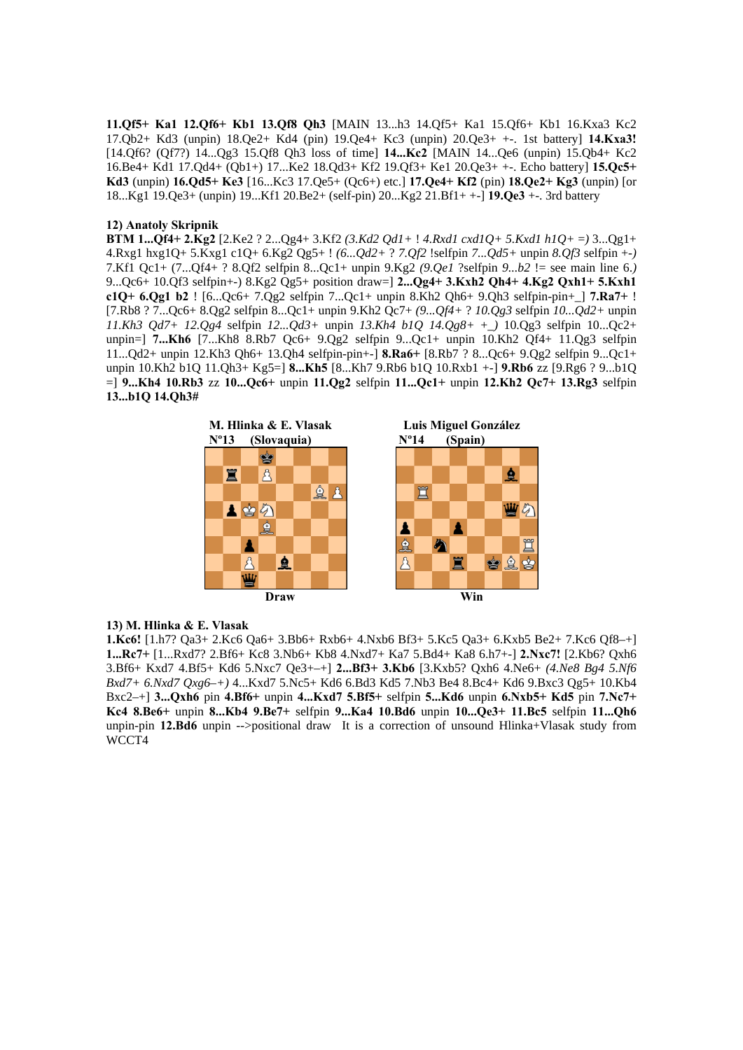**11.Qf5+ Ka1 12.Qf6+ Kb1 13.Qf8 Qh3** [MAIN 13...h3 14.Qf5+ Ka1 15.Qf6+ Kb1 16.Kxa3 Kc2 17.Qb2+ Kd3 (unpin) 18.Qe2+ Kd4 (pin) 19.Qe4+ Kc3 (unpin) 20.Qe3+ +-. 1st battery] **14.Kxa3!** [14.Qf6? (Qf7?) 14...Qg3 15.Qf8 Qh3 loss of time] **14...Kc2** [MAIN 14...Qe6 (unpin) 15.Qb4+ Kc2 16.Be4+ Kd1 17.Qd4+ (Qb1+) 17...Ke2 18.Qd3+ Kf2 19.Qf3+ Ke1 20.Qe3+ +-. Echo battery] **15.Qc5+ Kd3** (unpin) **16.Qd5+ Ke3** [16...Kc3 17.Qe5+ (Qc6+) etc.] **17.Qe4+ Kf2** (pin) **18.Qe2+ Kg3** (unpin) [or 18...Kg1 19.Qe3+ (unpin) 19...Kf1 20.Be2+ (self-pin) 20...Kg2 21.Bf1+ +-] **19.Qe3** +-. 3rd battery

### 12) Anatoly Skripnik

**BTM 1...Qf4+ 2.Kg2** [2.Ke2 ? 2...Qg4+ 3.Kf2 *(3.Kd2 Qd1+ ! 4.Rxd1 cxd1Q+ 5.Kxd1 h1Q+ =)* 3...Qg1+ 4.Rxg1 hxg1Q+ 5.Kxg1 c1Q+ 6.Kg2 Qg5+ ! *(6...Qd2+ ? 7.Qf2* !selfpin *7...Qd5+* unpin *8.Qf3* selfpin *+-)* 7.Kf1 Qc1+ (7...Qf4+ ? 8.Qf2 selfpin 8...Qc1+ unpin 9.Kg2 *(9.Qe1* ?selfpin *9...b2* != see main line 6.*)* 9...Qc6+ 10.Qf3 selfpin+-) 8.Kg2 Qg5+ position draw=] **2...Qg4+ 3.Kxh2 Qh4+ 4.Kg2 Qxh1+ 5.Kxh1 c1Q+ 6.Qg1 b2** ! [6...Qc6+ 7.Qg2 selfpin 7...Qc1+ unpin 8.Kh2 Qh6+ 9.Qh3 selfpin-pin+_] **7.Ra7+** ! [7.Rb8 ? 7...Qc6+ 8.Qg2 selfpin 8...Qc1+ unpin 9.Kh2 Qc7+ *(9...Qf4+ ? 10.Qg3* selfpin *10...Qd2+* unpin *11.Kh3 Qd7+ 12.Qg4* selfpin *12...Qd3+* unpin *13.Kh4 b1Q 14.Qg8+ +_)* 10.Qg3 selfpin 10...Qc2+ unpin=] **7...Kh6** [7...Kh8 8.Rb7 Qc6+ 9.Qg2 selfpin 9...Qc1+ unpin 10.Kh2 Qf4+ 11.Qg3 selfpin 11...Qd2+ unpin 12.Kh3 Qh6+ 13.Qh4 selfpin-pin+-] **8.Ra6+** [8.Rb7 ? 8...Qc6+ 9.Qg2 selfpin 9...Qc1+ unpin 10.Kh2 b1Q 11.Qh3+ Kg5=] **8...Kh5** [8...Kh7 9.Rb6 b1Q 10.Rxb1 +-] **9.Rb6** zz [9.Rg6 ? 9...b1Q =] **9...Kh4 10.Rb3** zz **10...Qc6+** unpin **11.Qg2** selfpin **11...Qc1+** unpin **12.Kh2 Qc7+ 13.Rg3** selfpin **13...b1Q 14.Qh3#**

**M. Hlinka & E. Vlasak**
**Nº13 (Slovaquia)**

Draw

**Luis Miguel González**
**Nº14 (Spain)**

Win

### 13) M. Hlinka & E. Vlasak

**1.Kc6!** [1.h7? Qa3+ 2.Kc6 Qa6+ 3.Bb6+ Rxb6+ 4.Nxb6 Bf3+ 5.Kc5 Qa3+ 6.Kxb5 Be2+ 7.Kc6 Qf8–+] **1...Rc7+** [1...Rxd7? 2.Bf6+ Kc8 3.Nb6+ Kb8 4.Nxd7+ Ka7 5.Bd4+ Ka8 6.h7+-] **2.Nxc7!** [2.Kb6? Qxh6 3.Bf6+ Kxd7 4.Bf5+ Kd6 5.Nxc7 Qe3+–+] **2...Bf3+ 3.Kb6** [3.Kxb5? Qxh6 4.Ne6+ *(4.Ne8 Bg4 5.Nf6 Bxd7+ 6.Nxd7 Qxg6–+)* 4...Kxd7 5.Nc5+ Kd6 6.Bd3 Kd5 7.Nb3 Be4 8.Bc4+ Kd6 9.Bxc3 Qg5+ 10.Kb4 Bxc2–+] **3...Qxh6** pin **4.Bf6+** unpin **4...Kxd7 5.Bf5+** selfpin **5...Kd6** unpin **6.Nxb5+ Kd5** pin **7.Nc7+ Kc4 8.Be6+** unpin **8...Kb4 9.Be7+** selfpin **9...Ka4 10.Bd6** unpin **10...Qe3+ 11.Bc5** selfpin **11...Qh6** unpin-pin **12.Bd6** unpin -->positional draw It is a correction of unsound Hlinka+Vlasak study from WCCT4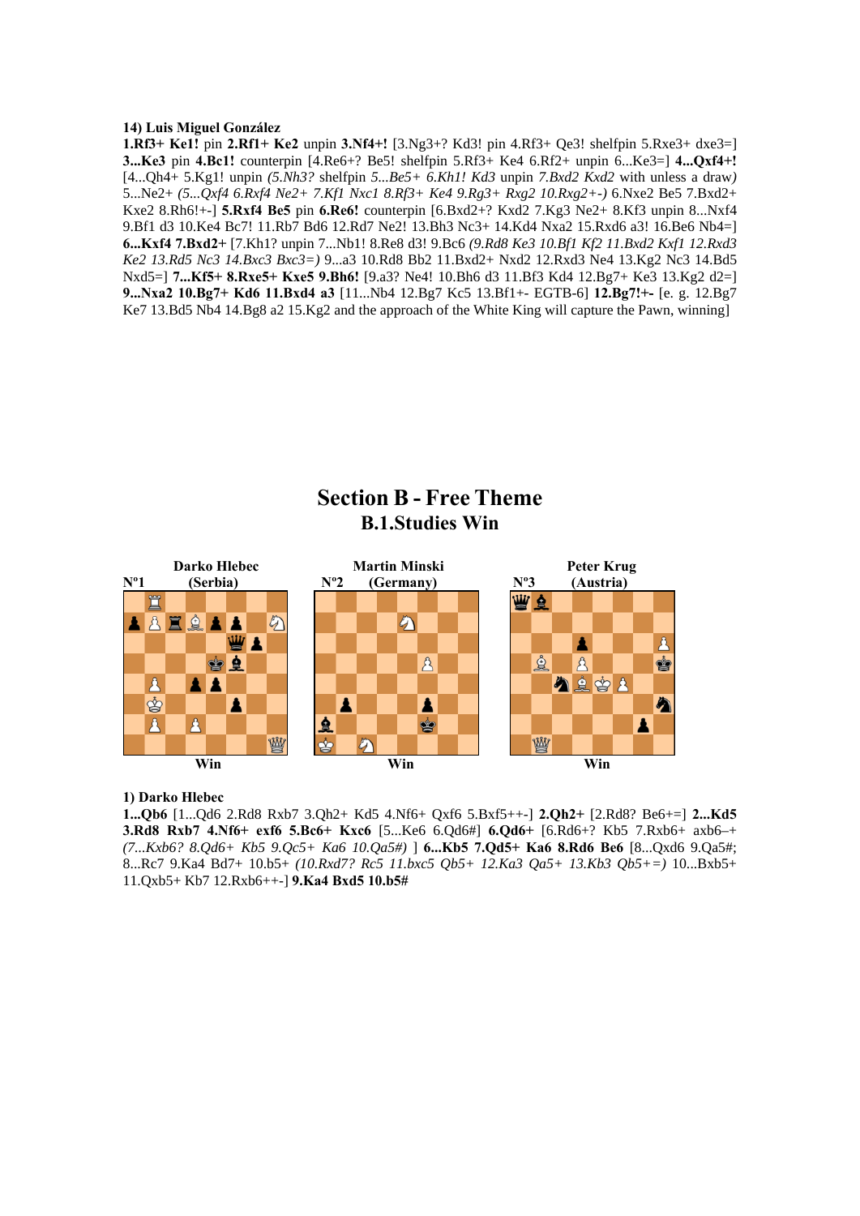**14) Luis Miguel González**

**1.Rf3+ Ke1!** pin **2.Rf1+ Ke2** unpin **3.Nf4+!** [3.Ng3+? Kd3! pin 4.Rf3+ Qe3! shelfpin 5.Rxe3+ dxe3=] **3...Ke3** pin **4.Bc1!** counterpin [4.Re6+? Be5! shelfpin 5.Rf3+ Ke4 6.Rf2+ unpin 6...Ke3=] **4...Qxf4+!** [4...Qh4+ 5.Kg1! unpin *(5.Nh3? shelfpin 5...Be5+ 6.Kh1! Kd3 unpin 7.Bxd2 Kxd2 with unless a draw)* 5...Ne2+ *(5...Qxf4 6.Rxf4 Ne2+ 7.Kf1 Nxc1 8.Rf3+ Ke4 9.Rg3+ Rxg2 10.Rxg2+-)* 6.Nxe2 Be5 7.Bxd2+ Kxe2 8.Rh6!+-] **5.Rxf4 Be5** pin **6.Re6!** counterpin [6.Bxd2+? Kxd2 7.Kg3 Ne2+ 8.Kf3 unpin 8...Nxf4 9.Bf1 d3 10.Ke4 Bc7! 11.Rb7 Bd6 12.Rd7 Ne2! 13.Bh3 Nc3+ 14.Kd4 Nxa2 15.Rxd6 a3! 16.Be6 Nb4=] **6...Kxf4 7.Bxd2+** [7.Kh1? unpin 7...Nb1! 8.Re8 d3! 9.Bc6 *(9.Rd8 Ke3 10.Bf1 Kf2 11.Bxd2 Kxf1 12.Rxd3 Ke2 13.Rd5 Nc3 14.Bxc3 Bxc3=)* 9...a3 10.Rd8 Bb2 11.Bxd2+ Nxd2 12.Rxd3 Ne4 13.Kg2 Nc3 14.Bd5 Nxd5=] **7...Kf5+ 8.Rxe5+ Kxe5 9.Bh6!** [9.a3? Ne4! 10.Bh6 d3 11.Bf3 Kd4 12.Bg7+ Ke3 13.Kg2 d2=] **9...Nxa2 10.Bg7+ Kd6 11.Bxd4 a3** [11...Nb4 12.Bg7 Kc5 13.Bf1+- EGTB-6] **12.Bg7!+-** [e. g. 12.Bg7 Ke7 13.Bd5 Nb4 14.Bg8 a2 15.Kg2 and the approach of the White King will capture the Pawn, winning]

# Section B - Free Theme

## B.1.Studies Win

| Nº1 Darko Hlebec (Serbia) | Nº2 Martin Minski (Germany) | Nº3 Peter Krug (Austria) |
|---|---|---|
| Win | Win | Win |

**1) Darko Hlebec**

**1...Qb6** [1...Qd6 2.Rd8 Rxb7 3.Qh2+ Kd5 4.Nf6+ Qxf6 5.Bxf5++-] **2.Qh2+** [2.Rd8? Be6+=] **2...Kd5 3.Rd8 Rxb7 4.Nf6+ exf6 5.Bc6+ Kxc6** [5...Ke6 6.Qd6#] **6.Qd6+** [6.Rd6+? Kb5 7.Rxb6+ axb6–+ *(7...Kxb6? 8.Qd6+ Kb5 9.Qc5+ Ka6 10.Qa5#)* ] **6...Kb5 7.Qd5+ Ka6 8.Rd6 Be6** [8...Qxd6 9.Qa5#; 8...Rc7 9.Ka4 Bd7+ 10.b5+ *(10.Rxd7? Rc5 11.bxc5 Qb5+ 12.Ka3 Qa5+ 13.Kb3 Qb5+=)* 10...Bxb5+ 11.Qxb5+ Kb7 12.Rxb6++-] **9.Ka4 Bxd5 10.b5#**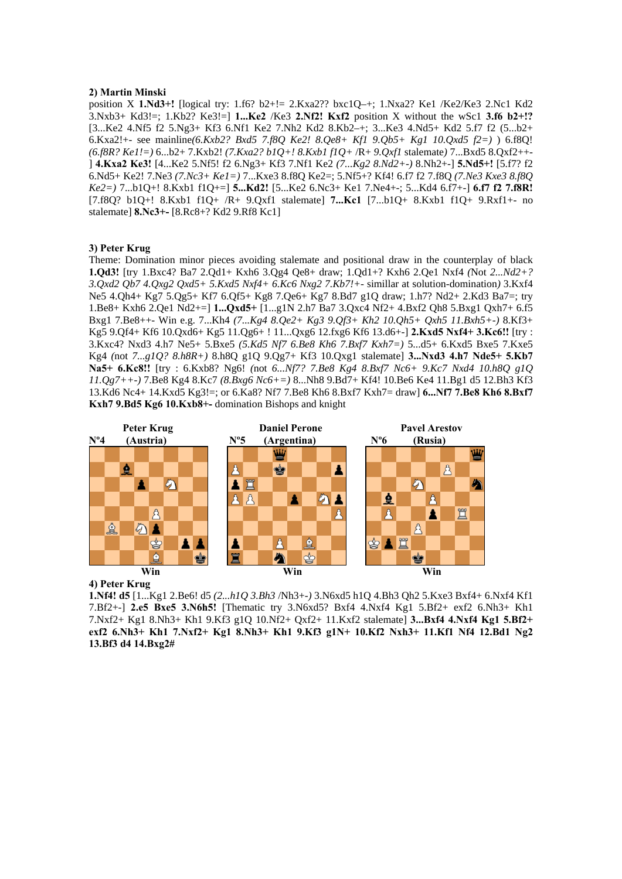**2) Martin Minski**

position X **1.Nd3+!** [logical try: 1.f6? b2+!= 2.Kxa2?? bxc1Q–+; 1.Nxa2? Ke1 /Ke2/Ke3 2.Nc1 Kd2 3.Nxb3+ Kd3!=; 1.Kb2? Ke3!=] **1...Ke2** /Ke3 **2.Nf2! Kxf2** position X without the wSc1 **3.f6 b2+!?** [3...Ke2 4.Nf5 f2 5.Ng3+ Kf3 6.Nf1 Ke2 7.Nh2 Kd2 8.Kb2–+; 3...Ke3 4.Nd5+ Kd2 5.f7 f2 (5...b2+ 6.Kxa2!+- see mainline*(6.Kxb2? Bxd5 7.f8Q Ke2! 8.Qe8+ Kf1 9.Qb5+ Kg1 10.Qxd5 f2=)* ) 6.f8Q! *(6.f8R? Ke1!=)* 6...b2+ 7.Kxb2! *(7.Kxa2? b1Q+! 8.Kxb1 f1Q+* /R+ *9.Qxf1* stalemate*)* 7...Bxd5 8.Qxf2++- ] **4.Kxa2 Ke3!** [4...Ke2 5.Nf5! f2 6.Ng3+ Kf3 7.Nf1 Ke2 *(7...Kg2 8.Nd2+-)* 8.Nh2+-] **5.Nd5+!** [5.f7? f2 6.Nd5+ Ke2! 7.Ne3 *(7.Nc3+ Ke1=)* 7...Kxe3 8.f8Q Ke2=; 5.Nf5+? Kf4! 6.f7 f2 7.f8Q *(7.Ne3 Kxe3 8.f8Q Ke2=)* 7...b1Q+! 8.Kxb1 f1Q+=] **5...Kd2!** [5...Ke2 6.Nc3+ Ke1 7.Ne4+-; 5...Kd4 6.f7+-] **6.f7 f2 7.f8R!** [7.f8Q? b1Q+! 8.Kxb1 f1Q+ /R+ 9.Qxf1 stalemate] **7...Kc1** [7...b1Q+ 8.Kxb1 f1Q+ 9.Rxf1+- no stalemate] **8.Nc3+-** [8.Rc8+? Kd2 9.Rf8 Kc1]

**3) Peter Krug**

Theme: Domination minor pieces avoiding stalemate and positional draw in the counterplay of black **1.Qd3!** [try 1.Bxc4? Ba7 2.Qd1+ Kxh6 3.Qg4 Qe8+ draw; 1.Qd1+? Kxh6 2.Qe1 Nxf4 *(Not 2...Nd2+? 3.Qxd2 Qb7 4.Qxg2 Qxd5+ 5.Kxd5 Nxf4+ 6.Kc6 Nxg2 7.Kb7!+-* simillar at solution-domination*)* 3.Kxf4 Ne5 4.Qh4+ Kg7 5.Qg5+ Kf7 6.Qf5+ Kg8 7.Qe6+ Kg7 8.Bd7 g1Q draw; 1.h7? Nd2+ 2.Kd3 Ba7=; try 1.Be8+ Kxh6 2.Qe1 Nd2+=] **1...Qxd5+** [1...g1N 2.h7 Ba7 3.Qxc4 Nf2+ 4.Bxf2 Qh8 5.Bxg1 Qxh7+ 6.f5 Bxg1 7.Be8++- Win e.g. 7...Kh4 *(7...Kg4 8.Qe2+ Kg3 9.Qf3+ Kh2 10.Qh5+ Qxh5 11.Bxh5+-)* 8.Kf3+ Kg5 9.Qf4+ Kf6 10.Qxd6+ Kg5 11.Qg6+ ! 11...Qxg6 12.fxg6 Kf6 13.d6+-] **2.Kxd5 Nxf4+ 3.Kc6!!** [try : 3.Kxc4? Nxd3 4.h7 Ne5+ 5.Bxe5 *(5.Kd5 Nf7 6.Be8 Kh6 7.Bxf7 Kxh7=)* 5...d5+ 6.Kxd5 Bxe5 7.Kxe5 Kg4 (not *7...g1Q? 8.h8R+)* 8.h8Q g1Q 9.Qg7+ Kf3 10.Qxg1 stalemate] **3...Nxd3 4.h7 Nde5+ 5.Kb7 Na5+ 6.Kc8!!** [try : 6.Kxb8? Ng6! *(not 6...Nf7? 7.Be8 Kg4 8.Bxf7 Nc6+ 9.Kc7 Nxd4 10.h8Q g1Q 11.Qg7++-)* 7.Be8 Kg4 8.Kc7 *(8.Bxg6 Nc6+=)* 8...Nh8 9.Bd7+ Kf4! 10.Be6 Ke4 11.Bg1 d5 12.Bh3 Kf3 13.Kd6 Nc4+ 14.Kxd5 Kg3!=; or 6.Ka8? Nf7 7.Be8 Kh6 8.Bxf7 Kxh7= draw] **6...Nf7 7.Be8 Kh6 8.Bxf7 Kxh7 9.Bd5 Kg6 10.Kxb8+-** domination Bishops and knight

| Nº4 | Nº5 | Nº6 |
|---|---|---|
| Peter Krug (Austria) | Daniel Perone (Argentina) | Pavel Arestov (Rusia) |
| Win | Win | Win |

**4) Peter Krug**

**1.Nf4! d5** [1...Kg1 2.Be6! d5 *(2...h1Q 3.Bh3* /Nh3+-*)* 3.N6xd5 h1Q 4.Bh3 Qh2 5.Kxe3 Bxf4+ 6.Nxf4 Kf1 7.Bf2+-] **2.e5 Bxe5 3.N6h5!** [Thematic try 3.N6xd5? Bxf4 4.Nxf4 Kg1 5.Bf2+ exf2 6.Nh3+ Kh1 7.Nxf2+ Kg1 8.Nh3+ Kh1 9.Kf3 g1Q 10.Nf2+ Qxf2+ 11.Kxf2 stalemate] **3...Bxf4 4.Nxf4 Kg1 5.Bf2+ exf2 6.Nh3+ Kh1 7.Nxf2+ Kg1 8.Nh3+ Kh1 9.Kf3 g1N+ 10.Kf2 Nxh3+ 11.Kf1 Nf4 12.Bd1 Ng2 13.Bf3 d4 14.Bxg2#**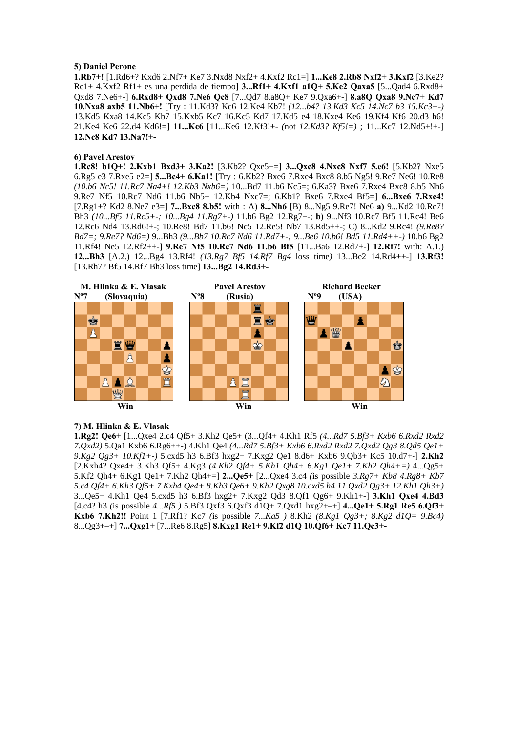### 5) Daniel Perone

**1.Rb7+!** [1.Rd6+? Kxd6 2.Nf7+ Ke7 3.Nxd8 Nxf2+ 4.Kxf2 Rc1=] **1...Ke8 2.Rb8 Nxf2+ 3.Kxf2** [3.Ke2? Re1+ 4.Kxf2 Rf1+ es una perdida de tiempo] **3...Rf1+ 4.Kxf1 a1Q+ 5.Ke2 Qxa5** [5...Qad4 6.Rxd8+ Qxd8 7.Ne6+-] **6.Rxd8+ Qxd8 7.Ne6 Qc8** [7...Qd7 8.a8Q+ Ke7 9.Qxa6+-] **8.a8Q Qxa8 9.Nc7+ Kd7 10.Nxa8 axb5 11.Nb6+!** [Try : 11.Kd3? Kc6 12.Ke4 Kb7! *(12...b4? 13.Kd3 Kc5 14.Nc7 b3 15.Kc3+-)* 13.Kd5 Kxa8 14.Kc5 Kb7 15.Kxb5 Kc7 16.Kc5 Kd7 17.Kd5 e4 18.Kxe4 Ke6 19.Kf4 Kf6 20.d3 h6! 21.Ke4 Ke6 22.d4 Kd6!=] **11...Kc6** [11...Ke6 12.Kf3!+- *(*not *12.Kd3? Kf5!=)* ; 11...Kc7 12.Nd5+!+-] **12.Nc8 Kd7 13.Na7!+-**

### 6) Pavel Arestov

**1.Rc8! b1Q+! 2.Kxb1 Bxd3+ 3.Ka2!** [3.Kb2? Qxe5+=] **3...Qxc8 4.Nxc8 Nxf7 5.e6!** [5.Kb2? Nxe5 6.Rg5 e3 7.Rxe5 e2=] **5...Bc4+ 6.Ka1!** [Try : 6.Kb2? Bxe6 7.Rxe4 Bxc8 8.b5 Ng5! 9.Re7 Ne6! 10.Re8 *(10.b6 Nc5! 11.Rc7 Na4+! 12.Kb3 Nxb6=)* 10...Bd7 11.b6 Nc5=; 6.Ka3? Bxe6 7.Rxe4 Bxc8 8.b5 Nh6 9.Re7 Nf5 10.Rc7 Nd6 11.b6 Nb5+ 12.Kb4 Nxc7=; 6.Kb1? Bxe6 7.Rxe4 Bf5=] **6...Bxe6 7.Rxe4!** [7.Rg1+? Kd2 8.Ne7 e3=] **7...Bxc8 8.b5!** with : A) **8...Nh6** [B) 8...Ng5 9.Re7! Ne6 **a)** 9...Kd2 10.Rc7! Bh3 *(10...Bf5 11.Rc5+-; 10...Bg4 11.Rg7+-)* 11.b6 Bg2 12.Rg7+-; **b)** 9...Nf3 10.Rc7 Bf5 11.Rc4! Be6 12.Rc6 Nd4 13.Rd6!+-; 10.Re8! Bd7 11.b6! Nc5 12.Re5! Nb7 13.Rd5++-; C) 8...Kd2 9.Rc4! *(9.Re8? Bd7=; 9.Re7? Nd6=)* 9...Bh3 *(9...Bb7 10.Rc7 Nd6 11.Rd7+-; 9...Be6 10.b6! Bd5 11.Rd4++-)* 10.b6 Bg2 11.Rf4! Ne5 12.Rf2++-] **9.Re7 Nf5 10.Rc7 Nd6 11.b6 Bf5** [11...Ba6 12.Rd7+-] **12.Rf7!** with: A.1.) **12...Bh3** [A.2.) 12...Bg4 13.Rf4! *(13.Rg7 Bf5 14.Rf7 Bg4* loss time*)* 13...Be2 14.Rd4++-] **13.Rf3!** [13.Rh7? Bf5 14.Rf7 Bh3 loss time] **13...Bg2 14.Rd3+-**

**M. Hlinka & E. Vlasak** Nº7 (Slovaquia) — Win

**Pavel Arestov** Nº8 (Rusia) — Win

**Richard Becker** Nº9 (USA) — Win

### 7) M. Hlinka & E. Vlasak

**1.Rg2! Qe6+** [1...Qxe4 2.c4 Qf5+ 3.Kh2 Qe5+ (3...Qf4+ 4.Kh1 Rf5 *(4...Rd7 5.Bf3+ Kxb6 6.Rxd2 Rxd2 7.Qxd2)* 5.Qa1 Kxb6 6.Rg6++-) 4.Kh1 Qe4 *(4...Rd7 5.Bf3+ Kxb6 6.Rxd2 Rxd2 7.Qxd2 Qg3 8.Qd5 Qe1+ 9.Kg2 Qg3+ 10.Kf1+-)* 5.cxd5 h3 6.Bf3 hxg2+ 7.Kxg2 Qe1 8.d6+ Kxb6 9.Qb3+ Kc5 10.d7+-] **2.Kh2** [2.Kxh4? Qxe4+ 3.Kh3 Qf5+ 4.Kg3 *(4.Kh2 Qf4+ 5.Kh1 Qh4+ 6.Kg1 Qe1+ 7.Kh2 Qh4+=)* 4...Qg5+ 5.Kf2 Qh4+ 6.Kg1 Qe1+ 7.Kh2 Qh4+=] **2...Qe5+** [2...Qxe4 3.c4 *(*is possible *3.Rg7+ Kb8 4.Rg8+ Kb7 5.c4 Qf4+ 6.Kh3 Qf5+ 7.Kxh4 Qe4+ 8.Kh3 Qe6+ 9.Kh2 Qxg8 10.cxd5 h4 11.Qxd2 Qg3+ 12.Kh1 Qh3+)* 3...Qe5+ 4.Kh1 Qe4 5.cxd5 h3 6.Bf3 hxg2+ 7.Kxg2 Qd3 8.Qf1 Qg6+ 9.Kh1+-] **3.Kh1 Qxe4 4.Bd3** [4.c4? h3 *(*is possible *4...Rf5 )* 5.Bf3 Qxf3 6.Qxf3 d1Q+ 7.Qxd1 hxg2+–+] **4...Qe1+ 5.Rg1 Re5 6.Qf3+ Kxb6 7.Kh2!!** Point 1 [7.Rf1? Kc7 *(*is possible *7...Ka5 )* 8.Kh2 *(8.Kg1 Qg3+; 8.Kg2 d1Q= 9.Bc4)* 8...Qg3+–+] **7...Qxg1+** [7...Re6 8.Rg5] **8.Kxg1 Re1+ 9.Kf2 d1Q 10.Qf6+ Kc7 11.Qc3+-**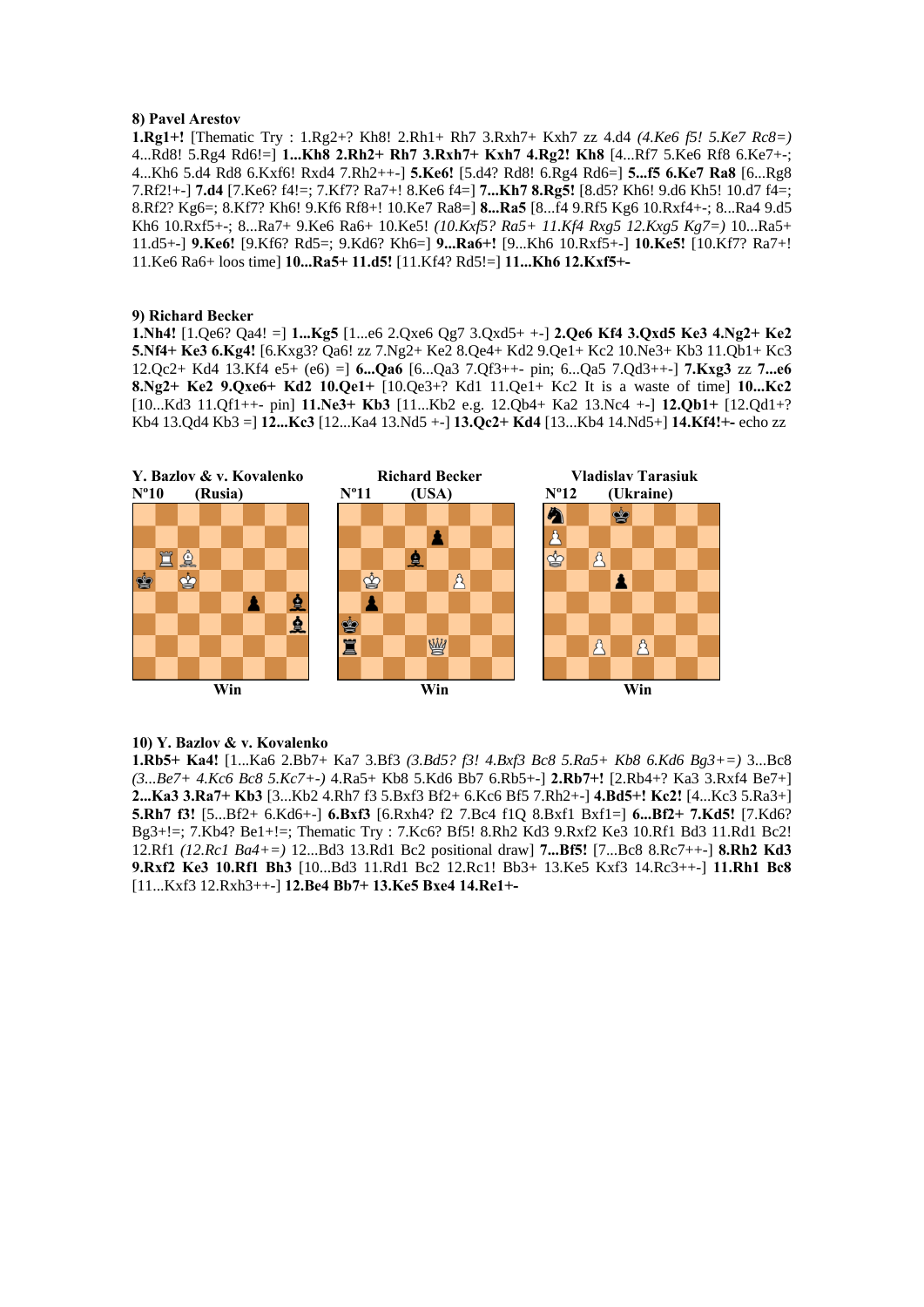**8) Pavel Arestov**

**1.Rg1+!** [Thematic Try : 1.Rg2+? Kh8! 2.Rh1+ Rh7 3.Rxh7+ Kxh7 zz 4.d4 *(4.Ke6 f5! 5.Ke7 Rc8=)* 4...Rd8! 5.Rg4 Rd6!=] **1...Kh8 2.Rh2+ Rh7 3.Rxh7+ Kxh7 4.Rg2! Kh8** [4...Rf7 5.Ke6 Rf8 6.Ke7+-; 4...Kh6 5.d4 Rd8 6.Kxf6! Rxd4 7.Rh2++-] **5.Ke6!** [5.d4? Rd8! 6.Rg4 Rd6=] **5...f5 6.Ke7 Ra8** [6...Rg8 7.Rf2!+-] **7.d4** [7.Ke6? f4!=; 7.Kf7? Ra7+! 8.Ke6 f4=] **7...Kh7 8.Rg5!** [8.d5? Kh6! 9.d6 Kh5! 10.d7 f4=; 8.Rf2? Kg6=; 8.Kf7? Kh6! 9.Kf6 Rf8+! 10.Ke7 Ra8=] **8...Ra5** [8...f4 9.Rf5 Kg6 10.Rxf4+-; 8...Ra4 9.d5 Kh6 10.Rxf5+-; 8...Ra7+ 9.Ke6 Ra6+ 10.Ke5! *(10.Kxf5? Ra5+ 11.Kf4 Rxg5 12.Kxg5 Kg7=)* 10...Ra5+ 11.d5+-] **9.Ke6!** [9.Kf6? Rd5=; 9.Kd6? Kh6=] **9...Ra6+!** [9...Kh6 10.Rxf5+-] **10.Ke5!** [10.Kf7? Ra7+! 11.Ke6 Ra6+ loos time] **10...Ra5+ 11.d5!** [11.Kf4? Rd5!=] **11...Kh6 12.Kxf5+-**

**9) Richard Becker**

**1.Nh4!** [1.Qe6? Qa4! =] **1...Kg5** [1...e6 2.Qxe6 Qg7 3.Qxd5+ +-] **2.Qe6 Kf4 3.Qxd5 Ke3 4.Ng2+ Ke2 5.Nf4+ Ke3 6.Kg4!** [6.Kxg3? Qa6! zz 7.Ng2+ Ke2 8.Qe4+ Kd2 9.Qe1+ Kc2 10.Ne3+ Kb3 11.Qb1+ Kc3 12.Qc2+ Kd4 13.Kf4 e5+ (e6) =] **6...Qa6** [6...Qa3 7.Qf3++- pin; 6...Qa5 7.Qd3++-] **7.Kxg3** zz **7...e6 8.Ng2+ Ke2 9.Qxe6+ Kd2 10.Qe1+** [10.Qe3+? Kd1 11.Qe1+ Kc2 It is a waste of time] **10...Kc2** [10...Kd3 11.Qf1++- pin] **11.Ne3+ Kb3** [11...Kb2 e.g. 12.Qb4+ Ka2 13.Nc4 +-] **12.Qb1+** [12.Qd1+? Kb4 13.Qd4 Kb3 =] **12...Kc3** [12...Ka4 13.Nd5 +-] **13.Qc2+ Kd4** [13...Kb4 14.Nd5+] **14.Kf4!+-** echo zz

**Y. Bazlov & v. Kovalenko**
**Nº10 (Rusia)**
Win

**Richard Becker**
**Nº11 (USA)**
Win

**Vladislav Tarasiuk**
**Nº12 (Ukraine)**
Win

**10) Y. Bazlov & v. Kovalenko**

**1.Rb5+ Ka4!** [1...Ka6 2.Bb7+ Ka7 3.Bf3 *(3.Bd5? f3! 4.Bxf3 Bc8 5.Ra5+ Kb8 6.Kd6 Bg3+=)* 3...Bc8 *(3...Be7+ 4.Kc6 Bc8 5.Kc7+-)* 4.Ra5+ Kb8 5.Kd6 Bb7 6.Rb5+-] **2.Rb7+!** [2.Rb4+? Ka3 3.Rxf4 Be7+] **2...Ka3 3.Ra7+ Kb3** [3...Kb2 4.Rh7 f3 5.Bxf3 Bf2+ 6.Kc6 Bf5 7.Rh2+-] **4.Bd5+! Kc2!** [4...Kc3 5.Ra3+] **5.Rh7 f3!** [5...Bf2+ 6.Kd6+-] **6.Bxf3** [6.Rxh4? f2 7.Bc4 f1Q 8.Bxf1 Bxf1=] **6...Bf2+ 7.Kd5!** [7.Kd6? Bg3+!=; 7.Kb4? Be1+!=; Thematic Try : 7.Kc6? Bf5! 8.Rh2 Kd3 9.Rxf2 Ke3 10.Rf1 Bd3 11.Rd1 Bc2! 12.Rf1 *(12.Rc1 Ba4+=)* 12...Bd3 13.Rd1 Bc2 positional draw] **7...Bf5!** [7...Bc8 8.Rc7++-] **8.Rh2 Kd3 9.Rxf2 Ke3 10.Rf1 Bh3** [10...Bd3 11.Rd1 Bc2 12.Rc1! Bb3+ 13.Ke5 Kxf3 14.Rc3++-] **11.Rh1 Bc8** [11...Kxf3 12.Rxh3++-] **12.Be4 Bb7+ 13.Ke5 Bxe4 14.Re1+-**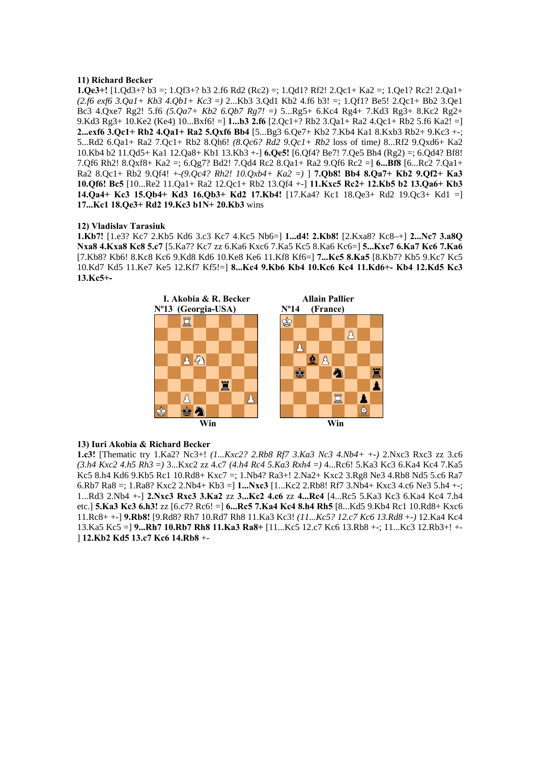**11) Richard Becker**

**1.Qe3+!** [1.Qd3+? b3 =; 1.Qf3+? b3 2.f6 Rd2 (Rc2) =; 1.Qd1? Rf2! 2.Qc1+ Ka2 =; 1.Qe1? Rc2! 2.Qa1+ *(2.f6 exf6 3.Qa1+ Kb3 4.Qb1+ Kc3 =)* 2...Kb3 3.Qd1 Kb2 4.f6 b3! =; 1.Qf1? Be5! 2.Qc1+ Bb2 3.Qe1 Bc3 4.Qxe7 Rg2! 5.f6 *(5.Qa7+ Kb2 6.Qb7 Rg7! =)* 5...Rg5+ 6.Kc4 Rg4+ 7.Kd3 Rg3+ 8.Kc2 Rg2+ 9.Kd3 Rg3+ 10.Ke2 (Ke4) 10...Bxf6! =] **1...b3 2.f6** [2.Qc1+? Rb2 3.Qa1+ Ra2 4.Qc1+ Rb2 5.f6 Ka2! =] **2...exf6 3.Qc1+ Rb2 4.Qa1+ Ra2 5.Qxf6 Bb4** [5...Bg3 6.Qe7+ Kb2 7.Kb4 Ka1 8.Kxb3 Rb2+ 9.Kc3 +-; 5...Rd2 6.Qa1+ Ra2 7.Qc1+ Rb2 8.Qh6! *(8.Qc6? Rd2 9.Qc1+ Rb2* loss of time*)* 8...Rf2 9.Qxd6+ Ka2 10.Kb4 b2 11.Qd5+ Ka1 12.Qa8+ Kb1 13.Kb3 +-] **6.Qe5!** [6.Qf4? Be7! 7.Qe5 Bh4 (Rg2) =; 6.Qd4? Bf8! 7.Qf6 Rh2! 8.Qxf8+ Ka2 =; 6.Qg7? Bd2! 7.Qd4 Rc2 8.Qa1+ Ra2 9.Qf6 Rc2 =] **6...Bf8** [6...Rc2 7.Qa1+ Ra2 8.Qc1+ Rb2 9.Qf4! +-*(9.Qc4? Rh2! 10.Qxb4+ Ka2 =)* ] **7.Qb8! Bb4 8.Qa7+ Kb2 9.Qf2+ Ka3 10.Qf6! Bc5** [10...Re2 11.Qa1+ Ra2 12.Qc1+ Rb2 13.Qf4 +-] **11.Kxc5 Rc2+ 12.Kb5 b2 13.Qa6+ Kb3 14.Qa4+ Kc3 15.Qb4+ Kd3 16.Qb3+ Kd2 17.Kb4!** [17.Ka4? Kc1 18.Qe3+ Rd2 19.Qc3+ Kd1 =] **17...Kc1 18.Qe3+ Rd2 19.Kc3 b1N+ 20.Kb3** wins

**12) Vladislav Tarasiuk**

**1.Kb7!** [1.e3? Kc7 2.Kb5 Kd6 3.c3 Kc7 4.Kc5 Nb6=] **1...d4! 2.Kb8!** [2.Kxa8? Kc8–+] **2...Nc7 3.a8Q Nxa8 4.Kxa8 Kc8 5.c7** [5.Ka7? Kc7 zz 6.Ka6 Kxc6 7.Ka5 Kc5 8.Ka6 Kc6=] **5...Kxc7 6.Ka7 Kc6 7.Ka6** [7.Kb8? Kb6! 8.Kc8 Kc6 9.Kd8 Kd6 10.Ke8 Ke6 11.Kf8 Kf6=] **7...Kc5 8.Ka5** [8.Kb7? Kb5 9.Kc7 Kc5 10.Kd7 Kd5 11.Ke7 Ke5 12.Kf7 Kf5!=] **8...Kc4 9.Kb6 Kb4 10.Kc6 Kc4 11.Kd6+- Kb4 12.Kd5 Kc3 13.Kc5+-**

**I. Akobia & R. Becker**
**Nº13 (Georgia-USA)**
Win

**Allain Pallier**
**Nº14 (France)**
Win

**13) Iuri Akobia & Richard Becker**

**1.c3!** [Thematic try 1.Ka2? Nc3+! *(1...Kxc2? 2.Rb8 Rf7 3.Ka3 Nc3 4.Nb4+ +-)* 2.Nxc3 Rxc3 zz 3.c6 *(3.h4 Kxc2 4.h5 Rh3 =)* 3...Kxc2 zz 4.c7 *(4.h4 Rc4 5.Ka3 Rxh4 =)* 4...Rc6! 5.Ka3 Kc3 6.Ka4 Kc4 7.Ka5 Kc5 8.h4 Kd6 9.Kb5 Rc1 10.Rd8+ Kxc7 =; 1.Nb4? Ra3+! 2.Na2+ Kxc2 3.Rg8 Ne3 4.Rb8 Nd5 5.c6 Ra7 6.Rb7 Ra8 =; 1.Ra8? Kxc2 2.Nb4+ Kb3 =] **1...Nxc3** [1...Kc2 2.Rb8! Rf7 3.Nb4+ Kxc3 4.c6 Ne3 5.h4 +-; 1...Rd3 2.Nb4 +-] **2.Nxc3 Rxc3 3.Ka2** zz **3...Kc2 4.c6** zz **4...Rc4** [4...Rc5 5.Ka3 Kc3 6.Ka4 Kc4 7.h4 etc.] **5.Ka3 Kc3 6.h3!** zz [6.c7? Rc6! =] **6...Rc5 7.Ka4 Kc4 8.h4 Rh5** [8...Kd5 9.Kb4 Rc1 10.Rd8+ Kxc6 11.Rc8+ +-] **9.Rb8!** [9.Rd8? Rh7 10.Rd7 Rh8 11.Ka3 Kc3! *(11...Kc5? 12.c7 Kc6 13.Rd8 +-)* 12.Ka4 Kc4 13.Ka5 Kc5 =] **9...Rh7 10.Rb7 Rh8 11.Ka3 Ra8+** [11...Kc5 12.c7 Kc6 13.Rb8 +-; 11...Kc3 12.Rb3+! +-] **12.Kb2 Kd5 13.c7 Kc6 14.Rb8** +-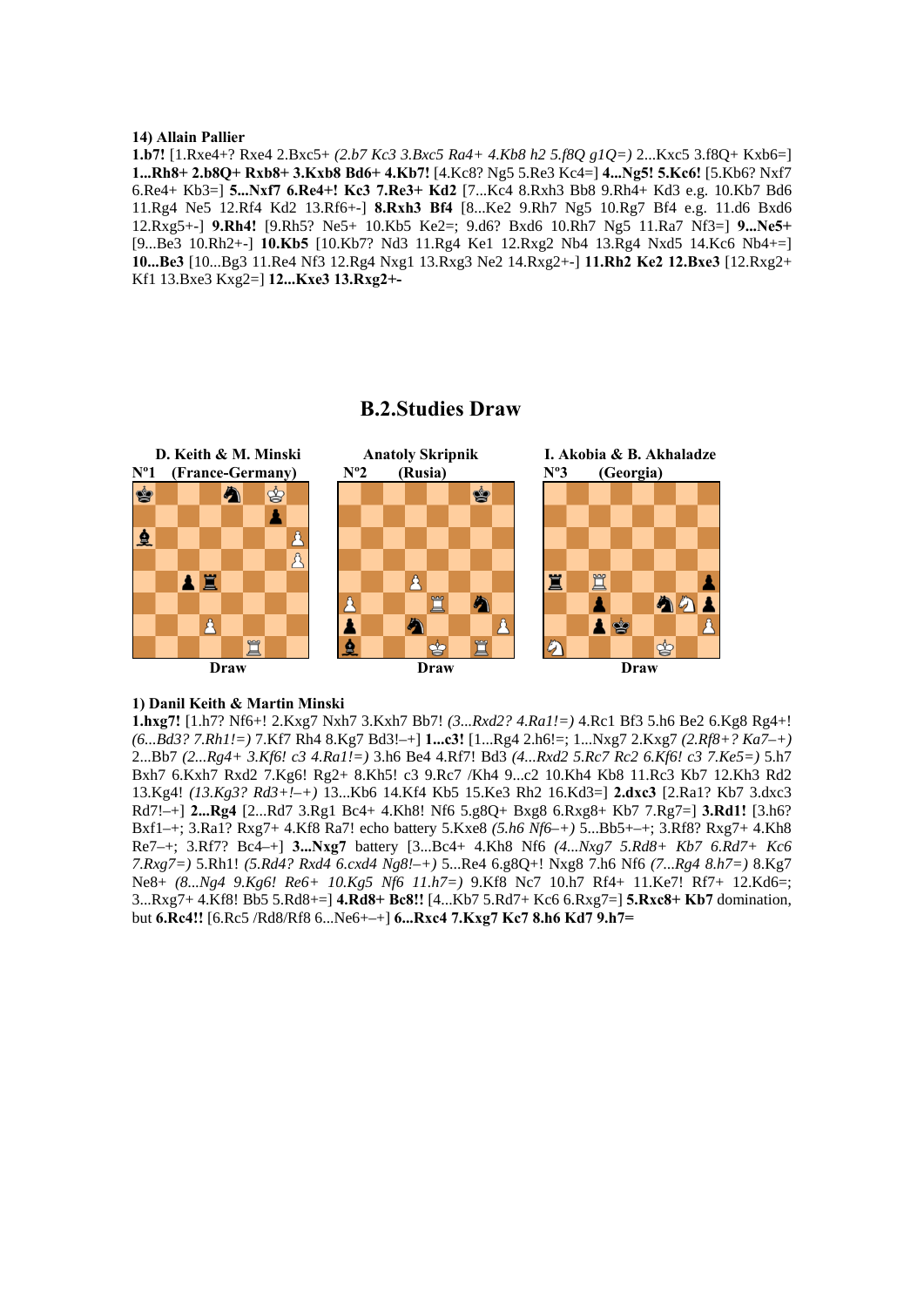**14) Allain Pallier**

**1.b7!** [1.Rxe4+? Rxe4 2.Bxc5+ *(2.b7 Kc3 3.Bxc5 Ra4+ 4.Kb8 h2 5.f8Q g1Q=)* 2...Kxc5 3.f8Q+ Kxb6=] **1...Rh8+ 2.b8Q+ Rxb8+ 3.Kxb8 Bd6+ 4.Kb7!** [4.Kc8? Ng5 5.Re3 Kc4=] **4...Ng5! 5.Kc6!** [5.Kb6? Nxf7 6.Re4+ Kb3=] **5...Nxf7 6.Re4+! Kc3 7.Re3+ Kd2** [7...Kc4 8.Rxh3 Bb8 9.Rh4+ Kd3 e.g. 10.Kb7 Bd6 11.Rg4 Ne5 12.Rf4 Kd2 13.Rf6+-] **8.Rxh3 Bf4** [8...Ke2 9.Rh7 Ng5 10.Rg7 Bf4 e.g. 11.d6 Bxd6 12.Rxg5+-] **9.Rh4!** [9.Rh5? Ne5+ 10.Kb5 Ke2=; 9.d6? Bxd6 10.Rh7 Ng5 11.Ra7 Nf3=] **9...Ne5+** [9...Be3 10.Rh2+-] **10.Kb5** [10.Kb7? Nd3 11.Rg4 Ke1 12.Rxg2 Nb4 13.Rg4 Nxd5 14.Kc6 Nb4+=] **10...Be3** [10...Bg3 11.Re4 Nf3 12.Rg4 Nxg1 13.Rxg3 Ne2 14.Rxg2+-] **11.Rh2 Ke2 12.Bxe3** [12.Rxg2+ Kf1 13.Bxe3 Kxg2=] **12...Kxe3 13.Rxg2+-**

## B.2.Studies Draw

**D. Keith & M. Minski**
**Nº1 (France-Germany)**
Draw

**Anatoly Skripnik**
**Nº2 (Rusia)**
Draw

**I. Akobia & B. Akhaladze**
**Nº3 (Georgia)**
Draw

**1) Danil Keith & Martin Minski**

**1.hxg7!** [1.h7? Nf6+! 2.Kxg7 Nxh7 3.Kxh7 Bb7! *(3...Rxd2? 4.Ra1!=)* 4.Rc1 Bf3 5.h6 Be2 6.Kg8 Rg4+! *(6...Bd3? 7.Rh1!=)* 7.Kf7 Rh4 8.Kg7 Bd3!–+] **1...c3!** [1...Rg4 2.h6!=; 1...Nxg7 2.Kxg7 *(2.Rf8+? Ka7–+)* 2...Bb7 *(2...Rg4+ 3.Kf6! c3 4.Ra1!=)* 3.h6 Be4 4.Rf7! Bd3 *(4...Rxd2 5.Rc7 Rc2 6.Kf6! c3 7.Ke5=)* 5.h7 Bxh7 6.Kxh7 Rxd2 7.Kg6! Rg2+ 8.Kh5! c3 9.Rc7 /Kh4 9...c2 10.Kh4 Kb8 11.Rc3 Kb7 12.Kh3 Rd2 13.Kg4! *(13.Kg3? Rd3+!–+)* 13...Kb6 14.Kf4 Kb5 15.Ke3 Rh2 16.Kd3=] **2.dxc3** [2.Ra1? Kb7 3.dxc3 Rd7!–+] **2...Rg4** [2...Rd7 3.Rg1 Bc4+ 4.Kh8! Nf6 5.g8Q+ Bxg8 6.Rxg8+ Kb7 7.Rg7=] **3.Rd1!** [3.h6? Bxf1–+; 3.Ra1? Rxg7+ 4.Kf8 Ra7! echo battery 5.Kxe8 *(5.h6 Nf6–+)* 5...Bb5+–+; 3.Rf8? Rxg7+ 4.Kh8 Re7–+; 3.Rf7? Bc4–+] **3...Nxg7** battery [3...Bc4+ 4.Kh8 Nf6 *(4...Nxg7 5.Rd8+ Kb7 6.Rd7+ Kc6 7.Rxg7=)* 5.Rh1! *(5.Rd4? Rxd4 6.cxd4 Ng8!–+)* 5...Re4 6.g8Q+! Nxg8 7.h6 Nf6 *(7...Rg4 8.h7=)* 8.Kg7 Ne8+ *(8...Ng4 9.Kg6! Re6+ 10.Kg5 Nf6 11.h7=)* 9.Kf8 Nc7 10.h7 Rf4+ 11.Ke7! Rf7+ 12.Kd6=; 3...Rxg7+ 4.Kf8! Bb5 5.Rd8+=] **4.Rd8+ Bc8!!** [4...Kb7 5.Rd7+ Kc6 6.Rxg7=] **5.Rxc8+ Kb7** domination, but **6.Rc4!!** [6.Rc5 /Rd8/Rf8 6...Ne6+–+] **6...Rxc4 7.Kxg7 Kc7 8.h6 Kd7 9.h7=**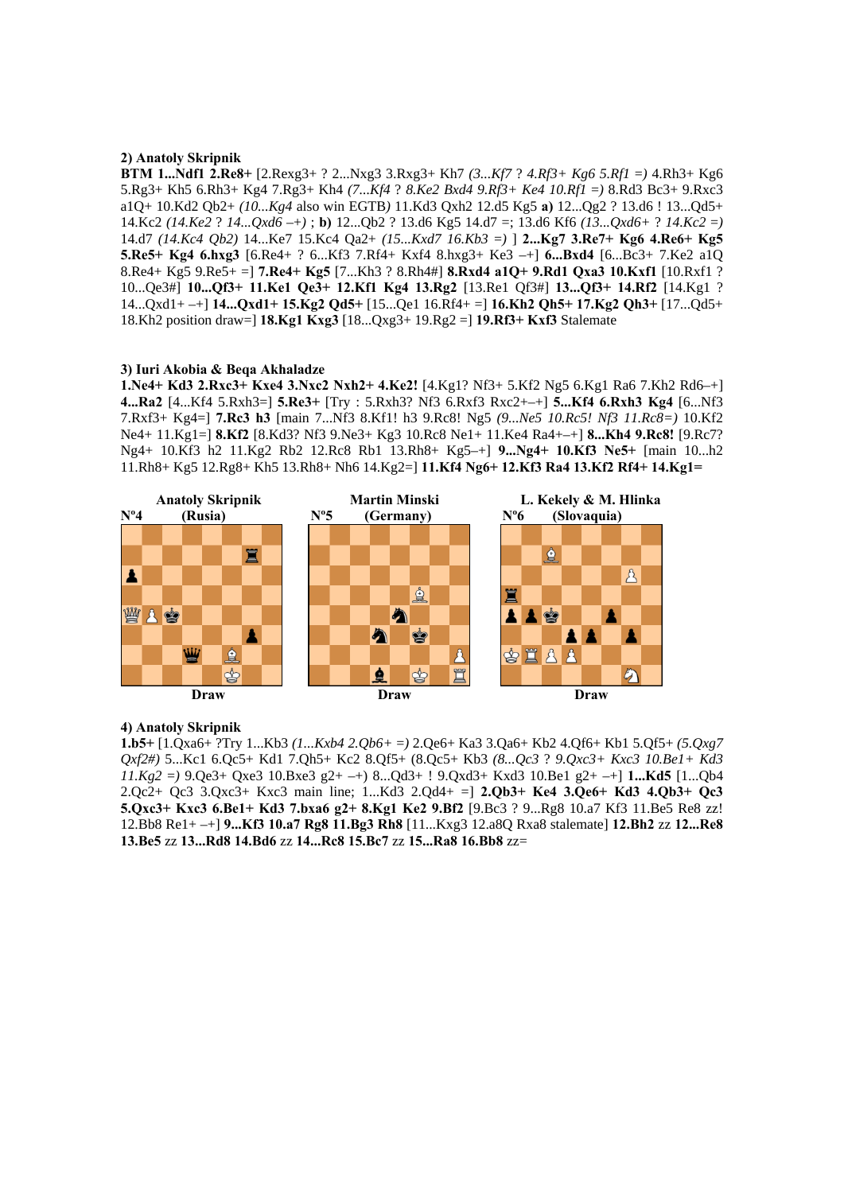**2) Anatoly Skripnik**

**BTM 1...Ndf1 2.Re8+** [2.Rexg3+ ? 2...Nxg3 3.Rxg3+ Kh7 *(3...Kf7 ? 4.Rf3+ Kg6 5.Rf1 =)* 4.Rh3+ Kg6 5.Rg3+ Kh5 6.Rh3+ Kg4 7.Rg3+ Kh4 *(7...Kf4 ? 8.Ke2 Bxd4 9.Rf3+ Ke4 10.Rf1 =)* 8.Rd3 Bc3+ 9.Rxc3 a1Q+ 10.Kd2 Qb2+ *(10...Kg4* also win EGTB*)* 11.Kd3 Qxh2 12.d5 Kg5 **a)** 12...Qg2 ? 13.d6 ! 13...Qd5+ 14.Kc2 *(14.Ke2 ? 14...Qxd6 –+)* ; **b)** 12...Qb2 ? 13.d6 Kg5 14.d7 =; 13.d6 Kf6 *(13...Qxd6+ ? 14.Kc2 =)* 14.d7 *(14.Kc4 Qb2)* 14...Ke7 15.Kc4 Qa2+ *(15...Kxd7 16.Kb3 =)* ] **2...Kg7 3.Re7+ Kg6 4.Re6+ Kg5 5.Re5+ Kg4 6.hxg3** [6.Re4+ ? 6...Kf3 7.Rf4+ Kxf4 8.hxg3+ Ke3 –+] **6...Bxd4** [6...Bc3+ 7.Ke2 a1Q 8.Re4+ Kg5 9.Re5+ =] **7.Re4+ Kg5** [7...Kh3 ? 8.Rh4#] **8.Rxd4 a1Q+ 9.Rd1 Qxa3 10.Kxf1** [10.Rxf1 ? 10...Qe3#] **10...Qf3+ 11.Ke1 Qe3+ 12.Kf1 Kg4 13.Rg2** [13.Re1 Qf3#] **13...Qf3+ 14.Rf2** [14.Kg1 ? 14...Qxd1+ –+] **14...Qxd1+ 15.Kg2 Qd5+** [15...Qe1 16.Rf4+ =] **16.Kh2 Qh5+ 17.Kg2 Qh3+** [17...Qd5+ 18.Kh2 position draw=] **18.Kg1 Kxg3** [18...Qxg3+ 19.Rg2 =] **19.Rf3+ Kxf3** Stalemate

**3) Iuri Akobia & Beqa Akhaladze**

**1.Ne4+ Kd3 2.Rxc3+ Kxe4 3.Nxc2 Nxh2+ 4.Ke2!** [4.Kg1? Nf3+ 5.Kf2 Ng5 6.Kg1 Ra6 7.Kh2 Rd6–+] **4...Ra2** [4...Kf4 5.Rxh3=] **5.Re3+** [Try : 5.Rxh3? Nf3 6.Rxf3 Rxc2+–+] **5...Kf4 6.Rxh3 Kg4** [6...Nf3 7.Rxf3+ Kg4=] **7.Rc3 h3** [main 7...Nf3 8.Kf1! h3 9.Rc8! Ng5 *(9...Ne5 10.Rc5! Nf3 11.Rc8=)* 10.Kf2 Ne4+ 11.Kg1=] **8.Kf2** [8.Kd3? Nf3 9.Ne3+ Kg3 10.Rc8 Ne1+ 11.Ke4 Ra4+–+] **8...Kh4 9.Rc8!** [9.Rc7? Ng4+ 10.Kf3 h2 11.Kg2 Rb2 12.Rc8 Rb1 13.Rh8+ Kg5–+] **9...Ng4+ 10.Kf3 Ne5+** [main 10...h2 11.Rh8+ Kg5 12.Rg8+ Kh5 13.Rh8+ Nh6 14.Kg2=] **11.Kf4 Ng6+ 12.Kf3 Ra4 13.Kf2 Rf4+ 14.Kg1=**

| Nº4 Anatoly Skripnik (Rusia) | Nº5 Martin Minski (Germany) | Nº6 L. Kekely & M. Hlinka (Slovaquia) |
|---|---|---|
| Draw | Draw | Draw |

**4) Anatoly Skripnik**

**1.b5+** [1.Qxa6+ ?Try 1...Kb3 *(1...Kxb4 2.Qb6+ =)* 2.Qe6+ Ka3 3.Qa6+ Kb2 4.Qf6+ Kb1 5.Qf5+ *(5.Qxg7 Qxf2#)* 5...Kc1 6.Qc5+ Kd1 7.Qh5+ Kc2 8.Qf5+ (8.Qc5+ Kb3 *(8...Qc3 ? 9.Qxc3+ Kxc3 10.Be1+ Kd3 11.Kg2 =)* 9.Qe3+ Qxe3 10.Bxe3 g2+ –+) 8...Qd3+ ! 9.Qxd3+ Kxd3 10.Be1 g2+ –+] **1...Kd5** [1...Qb4 2.Qc2+ Qc3 3.Qxc3+ Kxc3 main line; 1...Kd3 2.Qd4+ =] **2.Qb3+ Ke4 3.Qe6+ Kd3 4.Qb3+ Qc3 5.Qxc3+ Kxc3 6.Be1+ Kd3 7.bxa6 g2+ 8.Kg1 Ke2 9.Bf2** [9.Bc3 ? 9...Rg8 10.a7 Kf3 11.Be5 Re8 zz! 12.Bb8 Re1+ –+] **9...Kf3 10.a7 Rg8 11.Bg3 Rh8** [11...Kxg3 12.a8Q Rxa8 stalemate] **12.Bh2** zz **12...Re8 13.Be5** zz **13...Rd8 14.Bd6** zz **14...Rc8 15.Bc7** zz **15...Ra8 16.Bb8** zz=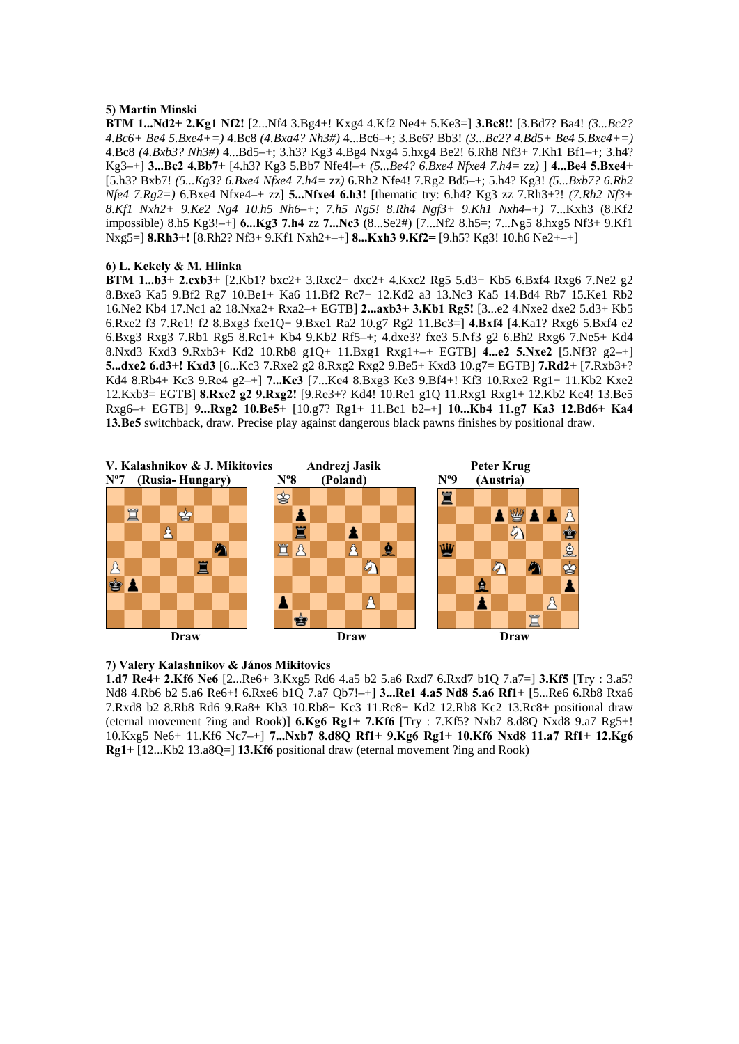**5) Martin Minski**

**BTM 1...Nd2+ 2.Kg1 Nf2!** [2...Nf4 3.Bg4+! Kxg4 4.Kf2 Ne4+ 5.Ke3=] **3.Bc8!!** [3.Bd7? Ba4! *(3...Bc2? 4.Bc6+ Be4 5.Bxe4+=)* 4.Bc8 *(4.Bxa4? Nh3#)* 4...Bd5–+; 3.Be6? Bb3! *(3...Bc2? 4.Bd5+ Be4 5.Bxe4+=)* 4.Bc8 *(4.Bxb3? Nh3#)* 4...Bd5–+; 3.h3? Kg3 4.Bg4 Nxg4 5.hxg4 Be2! 6.Rh8 Nf3+ 7.Kh1 Bf1–+; 3.h4? Kg3–+] **3...Bc2 4.Bb7+** [4.h3? Kg3 5.Bb7 Nfe4!–+ *(5...Be4? 6.Bxe4 Nfxe4 7.h4= zz)* ] **4...Be4 5.Bxe4+** [5.h3? Bxb7! *(5...Kg3? 6.Bxe4 Nfxe4 7.h4= zz)* 6.Rh2 Nfe4! 7.Rg2 Bd5–+; 5.h4? Kg3! *(5...Bxb7? 6.Rh2 Nfe4 7.Rg2=)* 6.Bxe4 Nfxe4–+ zz] **5...Nfxe4 6.h3!** [thematic try: 6.h4? Kg3 zz 7.Rh3+?! *(7.Rh2 Nf3+ 8.Kf1 Nxh2+ 9.Ke2 Ng4 10.h5 Nh6–+; 7.h5 Ng5! 8.Rh4 Ngf3+ 9.Kh1 Nxh4–+)* 7...Kxh3 (8.Kf2 impossible) 8.h5 Kg3!–+] **6...Kg3 7.h4** zz **7...Nc3** (8...Se2#) [7...Nf2 8.h5=; 7...Ng5 8.hxg5 Nf3+ 9.Kf1 Nxg5=] **8.Rh3+!** [8.Rh2? Nf3+ 9.Kf1 Nxh2+–+] **8...Kxh3 9.Kf2=** [9.h5? Kg3! 10.h6 Ne2+–+]

**6) L. Kekely & M. Hlinka**

**BTM 1...b3+ 2.cxb3+** [2.Kb1? bxc2+ 3.Rxc2+ dxc2+ 4.Kxc2 Rg5 5.d3+ Kb5 6.Bxf4 Rxg6 7.Ne2 g2 8.Bxe3 Ka5 9.Bf2 Rg7 10.Be1+ Ka6 11.Bf2 Rc7+ 12.Kd2 a3 13.Nc3 Ka5 14.Bd4 Rb7 15.Ke1 Rb2 16.Ne2 Kb4 17.Nc1 a2 18.Nxa2+ Rxa2–+ EGTB] **2...axb3+ 3.Kb1 Rg5!** [3...e2 4.Nxe2 dxe2 5.d3+ Kb5 6.Rxe2 f3 7.Re1! f2 8.Bxg3 fxe1Q+ 9.Bxe1 Ra2 10.g7 Rg2 11.Bc3=] **4.Bxf4** [4.Ka1? Rxg6 5.Bxf4 e2 6.Bxg3 Rxg3 7.Rb1 Rg5 8.Rc1+ Kb4 9.Kb2 Rf5–+; 4.dxe3? fxe3 5.Nf3 g2 6.Bh2 Rxg6 7.Ne5+ Kd4 8.Nxd3 Kxd3 9.Rxb3+ Kd2 10.Rb8 g1Q+ 11.Bxg1 Rxg1+–+ EGTB] **4...e2 5.Nxe2** [5.Nf3? g2–+] **5...dxe2 6.d3+! Kxd3** [6...Kc3 7.Rxe2 g2 8.Rxg2 Rxg2 9.Be5+ Kxd3 10.g7= EGTB] **7.Rd2+** [7.Rxb3+? Kd4 8.Rb4+ Kc3 9.Re4 g2–+] **7...Kc3** [7...Ke4 8.Bxg3 Ke3 9.Bf4+! Kf3 10.Rxe2 Rg1+ 11.Kb2 Kxe2 12.Kxb3= EGTB] **8.Rxe2 g2 9.Rxg2!** [9.Re3+? Kd4! 10.Re1 g1Q 11.Rxg1 Rxg1+ 12.Kb2 Kc4! 13.Be5 Rxg6–+ EGTB] **9...Rxg2 10.Be5+** [10.g7? Rg1+ 11.Bc1 b2–+] **10...Kb4 11.g7 Ka3 12.Bd6+ Ka4 13.Be5** switchback, draw. Precise play against dangerous black pawns finishes by positional draw.

**V. Kalashnikov & J. Mikitovics**
**Nº7 (Rusia- Hungary)**

Draw

**Andrezj Jasik**
**Nº8 (Poland)**

Draw

**Peter Krug**
**Nº9 (Austria)**

Draw

**7) Valery Kalashnikov & János Mikitovics**

**1.d7 Re4+ 2.Kf6 Ne6** [2...Re6+ 3.Kxg5 Rd6 4.a5 b2 5.a6 Rxd7 6.Rxd7 b1Q 7.a7=] **3.Kf5** [Try : 3.a5? Nd8 4.Rb6 b2 5.a6 Re6+! 6.Rxe6 b1Q 7.a7 Qb7!–+] **3...Re1 4.a5 Nd8 5.a6 Rf1+** [5...Re6 6.Rb8 Rxa6 7.Rxd8 b2 8.Rb8 Rd6 9.Ra8+ Kb3 10.Rb8+ Kc3 11.Rc8+ Kd2 12.Rb8 Kc2 13.Rc8+ positional draw (eternal movement ?ing and Rook)] **6.Kg6 Rg1+ 7.Kf6** [Try : 7.Kf5? Nxb7 8.d8Q Nxd8 9.a7 Rg5+! 10.Kxg5 Ne6+ 11.Kf6 Nc7–+] **7...Nxb7 8.d8Q Rf1+ 9.Kg6 Rg1+ 10.Kf6 Nxd8 11.a7 Rf1+ 12.Kg6 Rg1+** [12...Kb2 13.a8Q=] **13.Kf6** positional draw (eternal movement ?ing and Rook)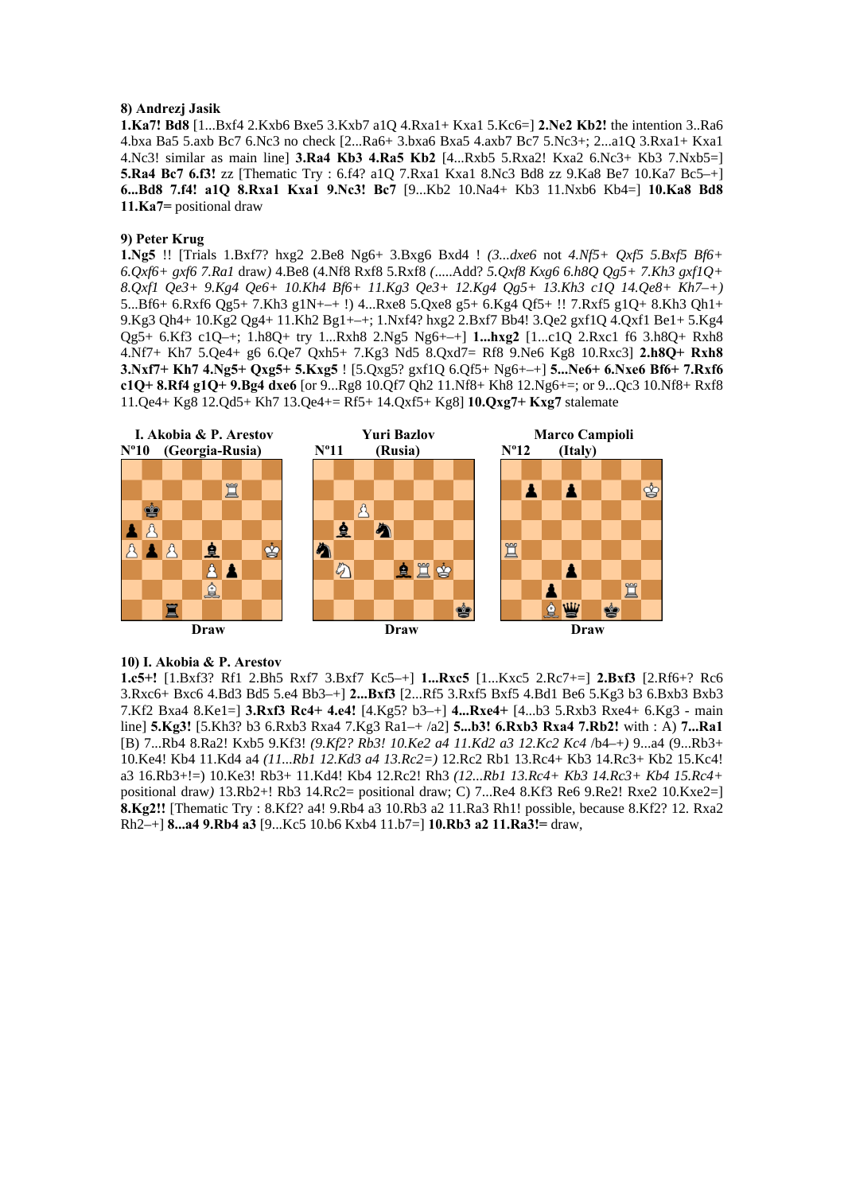**8) Andrezj Jasik**

**1.Ka7! Bd8** [1...Bxf4 2.Kxb6 Bxe5 3.Kxb7 a1Q 4.Rxa1+ Kxa1 5.Kc6=] **2.Ne2 Kb2!** the intention 3..Ra6 4.bxa Ba5 5.axb Bc7 6.Nc3 no check [2...Ra6+ 3.bxa6 Bxa5 4.axb7 Bc7 5.Nc3+; 2...a1Q 3.Rxa1+ Kxa1 4.Nc3! similar as main line] **3.Ra4 Kb3 4.Ra5 Kb2** [4...Rxb5 5.Rxa2! Kxa2 6.Nc3+ Kb3 7.Nxb5=] **5.Ra4 Bc7 6.f3!** zz [Thematic Try : 6.f4? a1Q 7.Rxa1 Kxa1 8.Nc3 Bd8 zz 9.Ka8 Be7 10.Ka7 Bc5–+] **6...Bd8 7.f4! a1Q 8.Rxa1 Kxa1 9.Nc3! Bc7** [9...Kb2 10.Na4+ Kb3 11.Nxb6 Kb4=] **10.Ka8 Bd8 11.Ka7=** positional draw

**9) Peter Krug**

**1.Ng5** !! [Trials 1.Bxf7? hxg2 2.Be8 Ng6+ 3.Bxg6 Bxd4 ! *(3...dxe6* not *4.Nf5+ Qxf5 5.Bxf5 Bf6+ 6.Qxf6+ gxf6 7.Ra1* draw*)* 4.Be8 (4.Nf8 Rxf8 5.Rxf8 *(.....*Add? *5.Qxf8 Kxg6 6.h8Q Qg5+ 7.Kh3 gxf1Q+ 8.Qxf1 Qe3+ 9.Kg4 Qe6+ 10.Kh4 Bf6+ 11.Kg3 Qe3+ 12.Kg4 Qg5+ 13.Kh3 c1Q 14.Qe8+ Kh7–+)* 5...Bf6+ 6.Rxf6 Qg5+ 7.Kh3 g1N+–+ !) 4...Rxe8 5.Qxe8 g5+ 6.Kg4 Qf5+ !! 7.Rxf5 g1Q+ 8.Kh3 Qh1+ 9.Kg3 Qh4+ 10.Kg2 Qg4+ 11.Kh2 Bg1+–+; 1.Nxf4? hxg2 2.Bxf7 Bb4! 3.Qe2 gxf1Q 4.Qxf1 Be1+ 5.Kg4 Qg5+ 6.Kf3 c1Q–+; 1.h8Q+ try 1...Rxh8 2.Ng5 Ng6+–+] **1...hxg2** [1...c1Q 2.Rxc1 f6 3.h8Q+ Rxh8 4.Nf7+ Kh7 5.Qe4+ g6 6.Qe7 Qxh5+ 7.Kg3 Nd5 8.Qxd7= Rf8 9.Ne6 Kg8 10.Rxc3] **2.h8Q+ Rxh8 3.Nxf7+ Kh7 4.Ng5+ Qxg5+ 5.Kxg5** ! [5.Qxg5? gxf1Q 6.Qf5+ Ng6+–+] **5...Ne6+ 6.Nxe6 Bf6+ 7.Rxf6 c1Q+ 8.Rf4 g1Q+ 9.Bg4 dxe6** [or 9...Rg8 10.Qf7 Qh2 11.Nf8+ Kh8 12.Ng6+=; or 9...Qc3 10.Nf8+ Rxf8 11.Qe4+ Kg8 12.Qd5+ Kh7 13.Qe4+= Rf5+ 14.Qxf5+ Kg8] **10.Qxg7+ Kxg7** stalemate

**I. Akobia & P. Arestov**
**Nº10 (Georgia-Rusia)**
Draw

**Yuri Bazlov**
**Nº11 (Rusia)**
Draw

**Marco Campioli**
**Nº12 (Italy)**
Draw

**10) I. Akobia & P. Arestov**

**1.c5+!** [1.Bxf3? Rf1 2.Bh5 Rxf7 3.Bxf7 Kc5–+] **1...Rxc5** [1...Kxc5 2.Rc7+=] **2.Bxf3** [2.Rf6+? Rc6 3.Rxc6+ Bxc6 4.Bd3 Bd5 5.e4 Bb3–+] **2...Bxf3** [2...Rf5 3.Rxf5 Bxf5 4.Bd1 Be6 5.Kg3 b3 6.Bxb3 Bxb3 7.Kf2 Bxa4 8.Ke1=] **3.Rxf3 Rc4+ 4.e4!** [4.Kg5? b3–+] **4...Rxe4+** [4...b3 5.Rxb3 Rxe4+ 6.Kg3 - main line] **5.Kg3!** [5.Kh3? b3 6.Rxb3 Rxa4 7.Kg3 Ra1–+ /a2] **5...b3! 6.Rxb3 Rxa4 7.Rb2!** with : A) **7...Ra1** [B) 7...Rb4 8.Ra2! Kxb5 9.Kf3! *(9.Kf2? Rb3! 10.Ke2 a4 11.Kd2 a3 12.Kc2 Kc4* /b4–+*)* 9...a4 (9...Rb3+ 10.Ke4! Kb4 11.Kd4 a4 *(11...Rb1 12.Kd3 a4 13.Rc2=)* 12.Rc2 Rb1 13.Rc4+ Kb3 14.Rc3+ Kb2 15.Kc4! a3 16.Rb3+!=) 10.Ke3! Rb3+ 11.Kd4! Kb4 12.Rc2! Rh3 *(12...Rb1 13.Rc4+ Kb3 14.Rc3+ Kb4 15.Rc4+* positional draw*)* 13.Rb2+! Rb3 14.Rc2= positional draw; C) 7...Re4 8.Kf3 Re6 9.Re2! Rxe2 10.Kxe2=] **8.Kg2!!** [Thematic Try : 8.Kf2? a4! 9.Rb4 a3 10.Rb3 a2 11.Ra3 Rh1! possible, because 8.Kf2? 12. Rxa2 Rh2–+] **8...a4 9.Rb4 a3** [9...Kc5 10.b6 Kxb4 11.b7=] **10.Rb3 a2 11.Ra3!=** draw,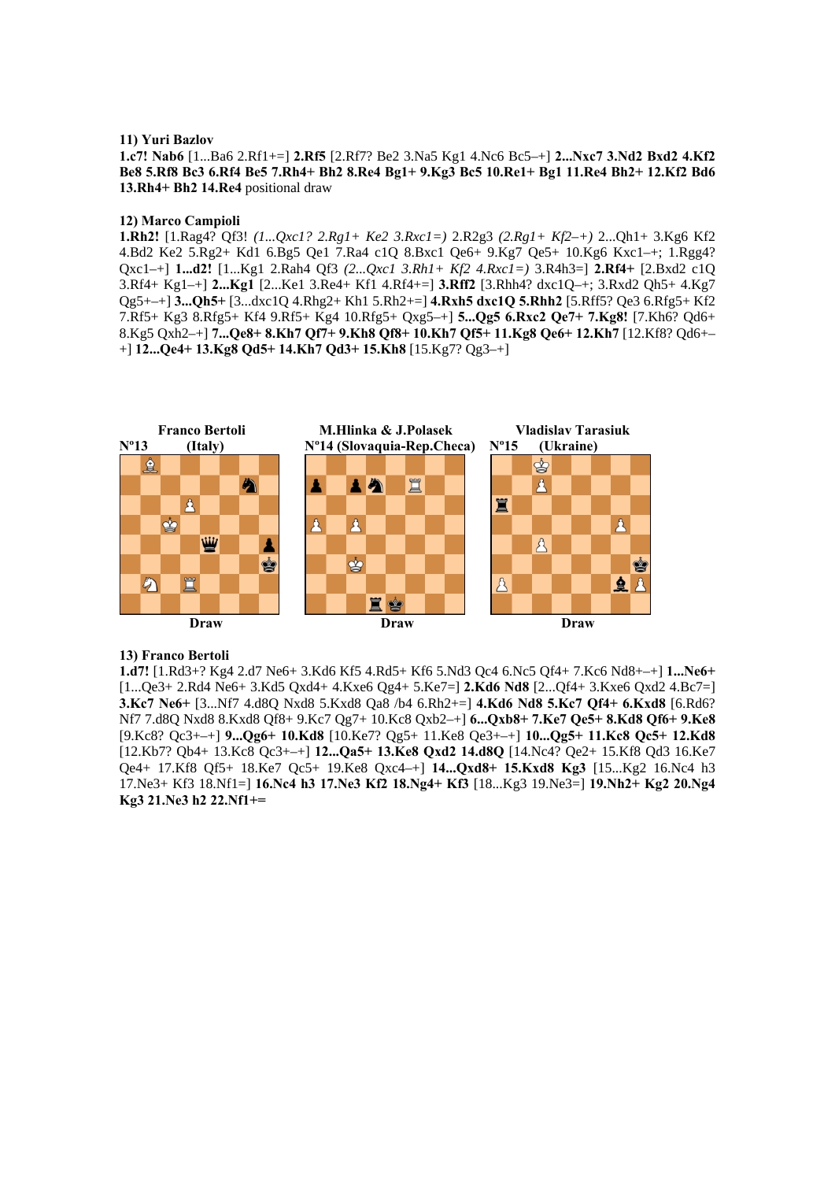**11) Yuri Bazlov**

**1.c7! Nab6** [1...Ba6 2.Rf1+=] **2.Rf5** [2.Rf7? Be2 3.Na5 Kg1 4.Nc6 Bc5–+] **2...Nxc7 3.Nd2 Bxd2 4.Kf2 Be8 5.Rf8 Bc3 6.Rf4 Be5 7.Rh4+ Bh2 8.Re4 Bg1+ 9.Kg3 Bc5 10.Re1+ Bg1 11.Re4 Bh2+ 12.Kf2 Bd6 13.Rh4+ Bh2 14.Re4** positional draw

**12) Marco Campioli**

**1.Rh2!** [1.Rag4? Qf3! *(1...Qxc1? 2.Rg1+ Ke2 3.Rxc1=)* 2.R2g3 *(2.Rg1+ Kf2–+)* 2...Qh1+ 3.Kg6 Kf2 4.Bd2 Ke2 5.Rg2+ Kd1 6.Bg5 Qe1 7.Ra4 c1Q 8.Bxc1 Qe6+ 9.Kg7 Qe5+ 10.Kg6 Kxc1–+; 1.Rgg4? Qxc1–+] **1...d2!** [1...Kg1 2.Rah4 Qf3 *(2...Qxc1 3.Rh1+ Kf2 4.Rxc1=)* 3.R4h3=] **2.Rf4+** [2.Bxd2 c1Q 3.Rf4+ Kg1–+] **2...Kg1** [2...Ke1 3.Re4+ Kf1 4.Rf4+=] **3.Rff2** [3.Rhh4? dxc1Q–+; 3.Rxd2 Qh5+ 4.Kg7 Qg5+–+] **3...Qh5+** [3...dxc1Q 4.Rhg2+ Kh1 5.Rh2+=] **4.Rxh5 dxc1Q 5.Rhh2** [5.Rff5? Qe3 6.Rfg5+ Kf2 7.Rf5+ Kg3 8.Rfg5+ Kf4 9.Rf5+ Kg4 10.Rfg5+ Qxg5–+] **5...Qg5 6.Rxc2 Qe7+ 7.Kg8!** [7.Kh6? Qd6+ 8.Kg5 Qxh2–+] **7...Qe8+ 8.Kh7 Qf7+ 9.Kh8 Qf8+ 10.Kh7 Qf5+ 11.Kg8 Qe6+ 12.Kh7** [12.Kf8? Qd6+–+] **12...Qe4+ 13.Kg8 Qd5+ 14.Kh7 Qd3+ 15.Kh8** [15.Kg7? Qg3–+]

**Franco Bertoli** Nº13 (Italy) — Draw

**M.Hlinka & J.Polasek** Nº14 (Slovaquia-Rep.Checa) — Draw

**Vladislav Tarasiuk** Nº15 (Ukraine) — Draw

**13) Franco Bertoli**

**1.d7!** [1.Rd3+? Kg4 2.d7 Ne6+ 3.Kd6 Kf5 4.Rd5+ Kf6 5.Nd3 Qc4 6.Nc5 Qf4+ 7.Kc6 Nd8+–+] **1...Ne6+** [1...Qe3+ 2.Rd4 Ne6+ 3.Kd5 Qxd4+ 4.Kxe6 Qg4+ 5.Ke7=] **2.Kd6 Nd8** [2...Qf4+ 3.Kxe6 Qxd2 4.Bc7=] **3.Kc7 Ne6+** [3...Nf7 4.d8Q Nxd8 5.Kxd8 Qa8 /b4 6.Rh2+=] **4.Kd6 Nd8 5.Kc7 Qf4+ 6.Kxd8** [6.Rd6? Nf7 7.d8Q Nxd8 8.Kxd8 Qf8+ 9.Kc7 Qg7+ 10.Kc8 Qxb2–+] **6...Qxb8+ 7.Ke7 Qe5+ 8.Kd8 Qf6+ 9.Ke8** [9.Kc8? Qc3+–+] **9...Qg6+ 10.Kd8** [10.Ke7? Qg5+ 11.Ke8 Qe3+–+] **10...Qg5+ 11.Kc8 Qc5+ 12.Kd8** [12.Kb7? Qb4+ 13.Kc8 Qc3+–+] **12...Qa5+ 13.Ke8 Qxd2 14.d8Q** [14.Nc4? Qe2+ 15.Kf8 Qd3 16.Ke7 Qe4+ 17.Kf8 Qf5+ 18.Ke7 Qc5+ 19.Ke8 Qxc4–+] **14...Qxd8+ 15.Kxd8 Kg3** [15...Kg2 16.Nc4 h3 17.Ne3+ Kf3 18.Nf1=] **16.Nc4 h3 17.Ne3 Kf2 18.Ng4+ Kf3** [18...Kg3 19.Ne3=] **19.Nh2+ Kg2 20.Ng4 Kg3 21.Ne3 h2 22.Nf1+=**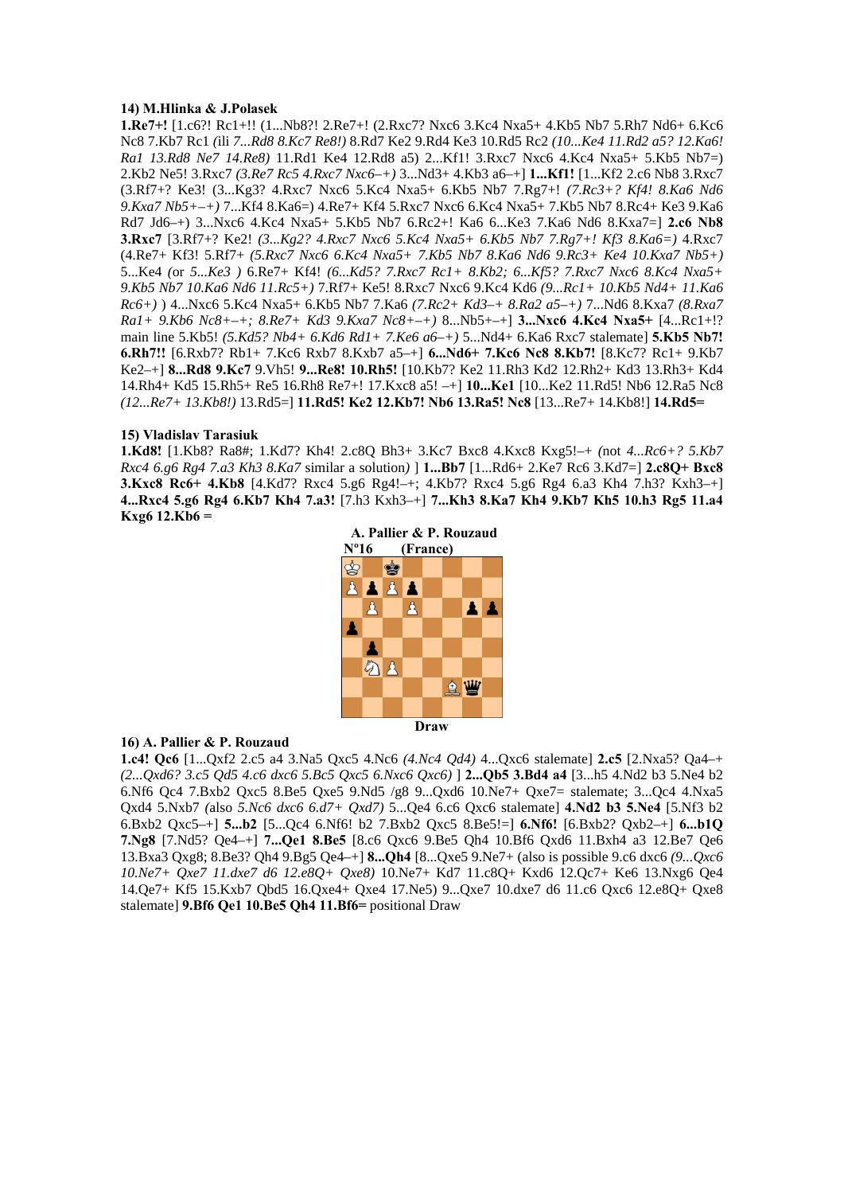### 14) M.Hlinka & J.Polasek

**1.Re7+!** [1.c6?! Rc1+!! (1...Nb8?! 2.Re7+! (2.Rxc7? Nxc6 3.Kc4 Nxa5+ 4.Kb5 Nb7 5.Rh7 Nd6+ 6.Kc6 Nc8 7.Kb7 Rc1 *(ili 7...Rd8 8.Kc7 Re8!)* 8.Rd7 Ke2 9.Rd4 Ke3 10.Rd5 Rc2 *(10...Ke4 11.Rd2 a5? 12.Ka6! Ra1 13.Rd8 Ne7 14.Re8)* 11.Rd1 Ke4 12.Rd8 a5) 2...Kf1! 3.Rxc7 Nxc6 4.Kc4 Nxa5+ 5.Kb5 Nb7=) 2.Kb2 Ne5! 3.Rxc7 *(3.Re7 Rc5 4.Rxc7 Nxc6–+)* 3...Nd3+ 4.Kb3 a6–+] **1...Kf1!** [1...Kf2 2.c6 Nb8 3.Rxc7 (3.Rf7+? Ke3! (3...Kg3? 4.Rxc7 Nxc6 5.Kc4 Nxa5+ 6.Kb5 Nb7 7.Rg7+! *(7.Rc3+? Kf4! 8.Ka6 Nd6 9.Kxa7 Nb5+–+)* 7...Kf4 8.Ka6=) 4.Re7+ Kf4 5.Rxc7 Nxc6 6.Kc4 Nxa5+ 7.Kb5 Nb7 8.Rc4+ Ke3 9.Ka6 Rd7 Jd6–+) 3...Nxc6 4.Kc4 Nxa5+ 5.Kb5 Nb7 6.Rc2+! Ka6 6...Ke3 7.Ka6 Nd6 8.Kxa7=] **2.c6 Nb8 3.Rxc7** [3.Rf7+? Ke2! *(3...Kg2? 4.Rxc7 Nxc6 5.Kc4 Nxa5+ 6.Kb5 Nb7 7.Rg7+! Kf3 8.Ka6=)* 4.Rxc7 (4.Re7+ Kf3! 5.Rf7+ *(5.Rxc7 Nxc6 6.Kc4 Nxa5+ 7.Kb5 Nb7 8.Ka6 Nd6 9.Rc3+ Ke4 10.Kxa7 Nb5+)* 5...Ke4 *(or 5...Ke3 )* 6.Re7+ Kf4! *(6...Kd5? 7.Rxc7 Rc1+ 8.Kb2; 6...Kf5? 7.Rxc7 Nxc6 8.Kc4 Nxa5+ 9.Kb5 Nb7 10.Ka6 Nd6 11.Rc5+)* 7.Rf7+ Ke5! 8.Rxc7 Nxc6 9.Kc4 Kd6 *(9...Rc1+ 10.Kb5 Nd4+ 11.Ka6 Rc6+)* ) 4...Nxc6 5.Kc4 Nxa5+ 6.Kb5 Nb7 7.Ka6 *(7.Rc2+ Kd3–+ 8.Ra2 a5–+)* 7...Nd6 8.Kxa7 *(8.Rxa7 Ra1+ 9.Kb6 Nc8+–+; 8.Re7+ Kd3 9.Kxa7 Nc8+–+)* 8...Nb5+–+] **3...Nxc6 4.Kc4 Nxa5+** [4...Rc1+!? main line 5.Kb5! *(5.Kd5? Nb4+ 6.Kd6 Rd1+ 7.Ke6 a6–+)* 5...Nd4+ 6.Ka6 Rxc7 stalemate] **5.Kb5 Nb7! 6.Rh7!!** [6.Rxb7? Rb1+ 7.Kc6 Rxb7 8.Kxb7 a5–+] **6...Nd6+ 7.Kc6 Nc8 8.Kb7!** [8.Kc7? Rc1+ 9.Kb7 Ke2–+] **8...Rd8 9.Kc7** 9.Vh5! **9...Re8! 10.Rh5!** [10.Kb7? Ke2 11.Rh3 Kd2 12.Rh2+ Kd3 13.Rh3+ Kd4 14.Rh4+ Kd5 15.Rh5+ Re5 16.Rh8 Re7+! 17.Kxc8 a5! –+] **10...Ke1** [10...Ke2 11.Rd5! Nb6 12.Ra5 Nc8 *(12...Re7+ 13.Kb8!)* 13.Rd5=] **11.Rd5! Ke2 12.Kb7! Nb6 13.Ra5! Nc8** [13...Re7+ 14.Kb8!] **14.Rd5=**

### 15) Vladislav Tarasiuk

**1.Kd8!** [1.Kb8? Ra8#; 1.Kd7? Kh4! 2.c8Q Bh3+ 3.Kc7 Bxc8 4.Kxc8 Kxg5!–+ *(not 4...Rc6+? 5.Kb7 Rxc4 6.g6 Rg4 7.a3 Kh3 8.Ka7* similar a solution*)* ] **1...Bb7** [1...Rd6+ 2.Ke7 Rc6 3.Kd7=] **2.c8Q+ Bxc8 3.Kxc8 Rc6+ 4.Kb8** [4.Kd7? Rxc4 5.g6 Rg4!–+; 4.Kb7? Rxc4 5.g6 Rg4 6.a3 Kh4 7.h3? Kxh3–+] **4...Rxc4 5.g6 Rg4 6.Kb7 Kh4 7.a3!** [7.h3 Kxh3–+] **7...Kh3 8.Ka7 Kh4 9.Kb7 Kh5 10.h3 Rg5 11.a4 Kxg6 12.Kb6 =**

**A. Pallier & P. Rouzaud**
**Nº16 (France)**

Draw

### 16) A. Pallier & P. Rouzaud

**1.c4! Qc6** [1...Qxf2 2.c5 a4 3.Na5 Qxc5 4.Nc6 *(4.Nc4 Qd4)* 4...Qxc6 stalemate] **2.c5** [2.Nxa5? Qa4–+ *(2...Qxd6? 3.c5 Qd5 4.c6 dxc6 5.Bc5 Qxc5 6.Nxc6 Qxc6)* ] **2...Qb5 3.Bd4 a4** [3...h5 4.Nd2 b3 5.Ne4 b2 6.Nf6 Qc4 7.Bxb2 Qxc5 8.Be5 Qxe5 9.Nd5 /g8 9...Qxd6 10.Ne7+ Qxe7= stalemate; 3...Qc4 4.Nxa5 Qxd4 5.Nxb7 *(*also *5.Nc6 dxc6 6.d7+ Qxd7)* 5...Qe4 6.c6 Qxc6 stalemate] **4.Nd2 b3 5.Ne4** [5.Nf3 b2 6.Bxb2 Qxc5–+] **5...b2** [5...Qc4 6.Nf6! b2 7.Bxb2 Qxc5 8.Be5!=] **6.Nf6!** [6.Bxb2? Qxb2–+] **6...b1Q 7.Ng8** [7.Nd5? Qe4–+] **7...Qe1 8.Be5** [8.c6 Qxc6 9.Be5 Qh4 10.Bf6 Qxd6 11.Bxh4 a3 12.Be7 Qe6 13.Bxa3 Qxg8; 8.Be3? Qh4 9.Bg5 Qe4–+] **8...Qh4** [8...Qxe5 9.Ne7+ (also is possible 9.c6 dxc6 *(9...Qxc6 10.Ne7+ Qxe7 11.dxe7 d6 12.e8Q+ Qxe8)* 10.Ne7+ Kd7 11.c8Q+ Kxd6 12.Qc7+ Ke6 13.Nxg6 Qe4 14.Qe7+ Kf5 15.Kxb7 Qbd5 16.Qxe4+ Qxe4 17.Ne5) 9...Qxe7 10.dxe7 d6 11.c6 Qxc6 12.e8Q+ Qxe8 stalemate] **9.Bf6 Qe1 10.Be5 Qh4 11.Bf6=** positional Draw